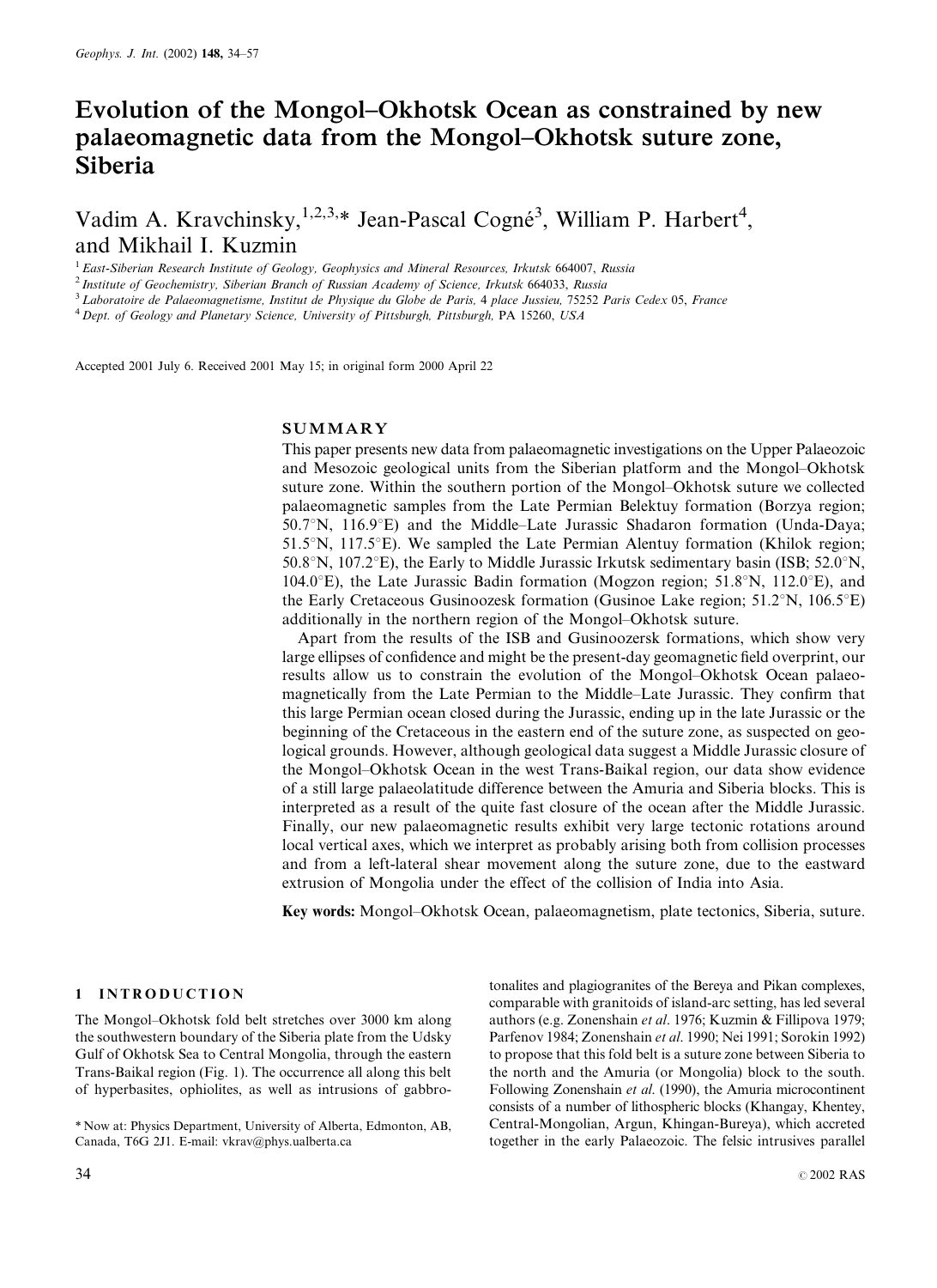# Evolution of the Mongol–Okhotsk Ocean as constrained by new palaeomagnetic data from the Mongol–Okhotsk suture zone, Siberia

Vadim A. Kravchinsky,[1,2,3,*] Jean-Pascal Cogné[3], William P. Harbert[4], and Mikhail I. Kuzmin

[1] East-Siberian Research Institute of Geology, Geophysics and Mineral Resources, Irkutsk 664007, Russia
[2] Institute of Geochemistry, Siberian Branch of Russian Academy of Science, Irkutsk 664033, Russia
[3] Laboratoire de Palaeomagnetisme, Institut de Physique du Globe de Paris, 4 place Jussieu, 75252 Paris Cedex 05, France
[4] Dept. of Geology and Planetary Science, University of Pittsburgh, Pittsburgh, PA 15260, USA

Accepted 2001 July 6. Received 2001 May 15; in original form 2000 April 22

## SUMMARY

This paper presents new data from palaeomagnetic investigations on the Upper Palaeozoic and Mesozoic geological units from the Siberian platform and the Mongol–Okhotsk suture zone. Within the southern portion of the Mongol–Okhotsk suture we collected palaeomagnetic samples from the Late Permian Belektuy formation (Borzya region; 50.7°N, 116.9°E) and the Middle–Late Jurassic Shadaron formation (Unda-Daya; 51.5°N, 117.5°E). We sampled the Late Permian Alentuy formation (Khilok region; 50.8°N, 107.2°E), the Early to Middle Jurassic Irkutsk sedimentary basin (ISB; 52.0°N, 104.0°E), the Late Jurassic Badin formation (Mogzon region; 51.8°N, 112.0°E), and the Early Cretaceous Gusinoozesk formation (Gusinoe Lake region; 51.2°N, 106.5°E) additionally in the northern region of the Mongol–Okhotsk suture.

Apart from the results of the ISB and Gusinoozersk formations, which show very large ellipses of confidence and might be the present-day geomagnetic field overprint, our results allow us to constrain the evolution of the Mongol–Okhotsk Ocean palaeomagnetically from the Late Permian to the Middle–Late Jurassic. They confirm that this large Permian ocean closed during the Jurassic, ending up in the late Jurassic or the beginning of the Cretaceous in the eastern end of the suture zone, as suspected on geological grounds. However, although geological data suggest a Middle Jurassic closure of the Mongol–Okhotsk Ocean in the west Trans-Baikal region, our data show evidence of a still large palaeolatitude difference between the Amuria and Siberia blocks. This is interpreted as a result of the quite fast closure of the ocean after the Middle Jurassic. Finally, our new palaeomagnetic results exhibit very large tectonic rotations around local vertical axes, which we interpret as probably arising both from collision processes and from a left-lateral shear movement along the suture zone, due to the eastward extrusion of Mongolia under the effect of the collision of India into Asia.

**Key words:** Mongol–Okhotsk Ocean, palaeomagnetism, plate tectonics, Siberia, suture.

## 1 INTRODUCTION

The Mongol–Okhotsk fold belt stretches over 3000 km along the southwestern boundary of the Siberia plate from the Udsky Gulf of Okhotsk Sea to Central Mongolia, through the eastern Trans-Baikal region (Fig. 1). The occurrence all along this belt of hyperbasites, ophiolites, as well as intrusions of gabbro-tonalites and plagiogranites of the Bereya and Pikan complexes, comparable with granitoids of island-arc setting, has led several authors (e.g. Zonenshain *et al*. 1976; Kuzmin & Fillipova 1979; Parfenov 1984; Zonenshain *et al*. 1990; Nei 1991; Sorokin 1992) to propose that this fold belt is a suture zone between Siberia to the north and the Amuria (or Mongolia) block to the south. Following Zonenshain *et al*. (1990), the Amuria microcontinent consists of a number of lithospheric blocks (Khangay, Khentey, Central-Mongolian, Argun, Khingan-Bureya), which accreted together in the early Palaeozoic. The felsic intrusives parallel

\* Now at: Physics Department, University of Alberta, Edmonton, AB, Canada, T6G 2J1. E-mail: vkrav@phys.ualberta.ca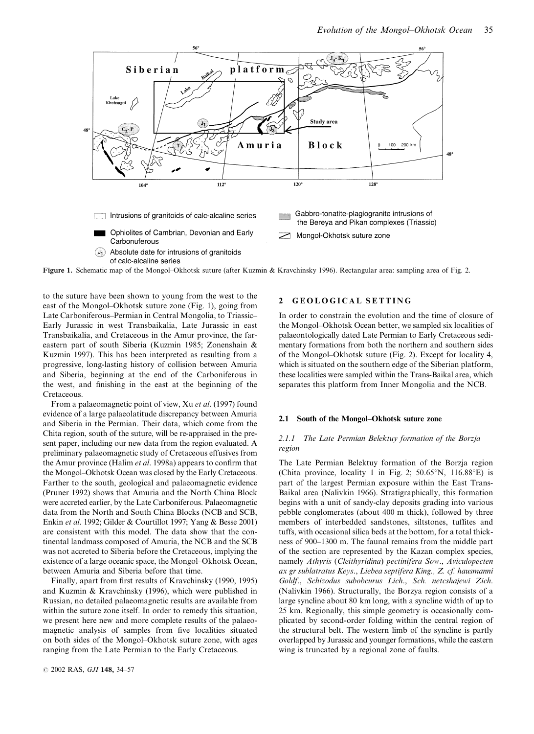Figure 1. Schematic map of the Mongol–Okhotsk suture (after Kuzmin & Kravchinsky 1996). Rectangular area: sampling area of Fig. 2.

to the suture have been shown to young from the west to the east of the Mongol–Okhotsk suture zone (Fig. 1), going from Late Carboniferous–Permian in Central Mongolia, to Triassic–Early Jurassic in west Transbaikalia, Late Jurassic in east Transbaikalia, and Cretaceous in the Amur province, the far-eastern part of south Siberia (Kuzmin 1985; Zonenshain & Kuzmin 1997). This has been interpreted as resulting from a progressive, long-lasting history of collision between Amuria and Siberia, beginning at the end of the Carboniferous in the west, and finishing in the east at the beginning of the Cretaceous.

From a palaeomagnetic point of view, Xu *et al.* (1997) found evidence of a large palaeolatitude discrepancy between Amuria and Siberia in the Permian. Their data, which come from the Chita region, south of the suture, will be re-appraised in the present paper, including our new data from the region evaluated. A preliminary palaeomagnetic study of Cretaceous effusives from the Amur province (Halim *et al.* 1998a) appears to confirm that the Mongol–Okhotsk Ocean was closed by the Early Cretaceous. Farther to the south, geological and palaeomagnetic evidence (Pruner 1992) shows that Amuria and the North China Block were accreted earlier, by the Late Carboniferous. Palaeomagnetic data from the North and South China Blocks (NCB and SCB, Enkin *et al.* 1992; Gilder & Courtillot 1997; Yang & Besse 2001) are consistent with this model. The data show that the continental landmass composed of Amuria, the NCB and the SCB was not accreted to Siberia before the Cretaceous, implying the existence of a large oceanic space, the Mongol–Okhotsk Ocean, between Amuria and Siberia before that time.

Finally, apart from first results of Kravchinsky (1990, 1995) and Kuzmin & Kravchinsky (1996), which were published in Russian, no detailed palaeomagnetic results are available from within the suture zone itself. In order to remedy this situation, we present here new and more complete results of the palaeomagnetic analysis of samples from five localities situated on both sides of the Mongol–Okhotsk suture zone, with ages ranging from the Late Permian to the Early Cretaceous.

## 2 GEOLOGICAL SETTING

In order to constrain the evolution and the time of closure of the Mongol–Okhotsk Ocean better, we sampled six localities of palaeontologically dated Late Permian to Early Cretaceous sedimentary formations from both the northern and southern sides of the Mongol–Okhotsk suture (Fig. 2). Except for locality 4, which is situated on the southern edge of the Siberian platform, these localities were sampled within the Trans-Baikal area, which separates this platform from Inner Mongolia and the NCB.

### 2.1 South of the Mongol–Okhotsk suture zone

#### 2.1.1 The Late Permian Belektuy formation of the Borzja region

The Late Permian Belektuy formation of the Borzja region (Chita province, locality 1 in Fig. 2; 50.65°N, 116.88°E) is part of the largest Permian exposure within the East Trans-Baikal area (Nalivkin 1966). Stratigraphically, this formation begins with a unit of sandy-clay deposits grading into various pebble conglomerates (about 400 m thick), followed by three members of interbedded sandstones, siltstones, tuffites and tuffs, with occasional silica beds at the bottom, for a total thickness of 900–1300 m. The faunal remains from the middle part of the section are represented by the Kazan complex species, namely *Athyris* (*Cleithyridina*) *pectinifera Sow*., *Aviculopecten ax gr sublatratus Keys*., *Liebea septifera King., Z. cf. hausmanni Goldf*., *Schizodus subobcurus Lich*., *Sch. netcshajewi Zich*. (Nalivkin 1966). Structurally, the Borzya region consists of a large syncline about 80 km long, with a syncline width of up to 25 km. Regionally, this simple geometry is occasionally complicated by second-order folding within the central region of the structural belt. The western limb of the syncline is partly overlapped by Jurassic and younger formations, while the eastern wing is truncated by a regional zone of faults.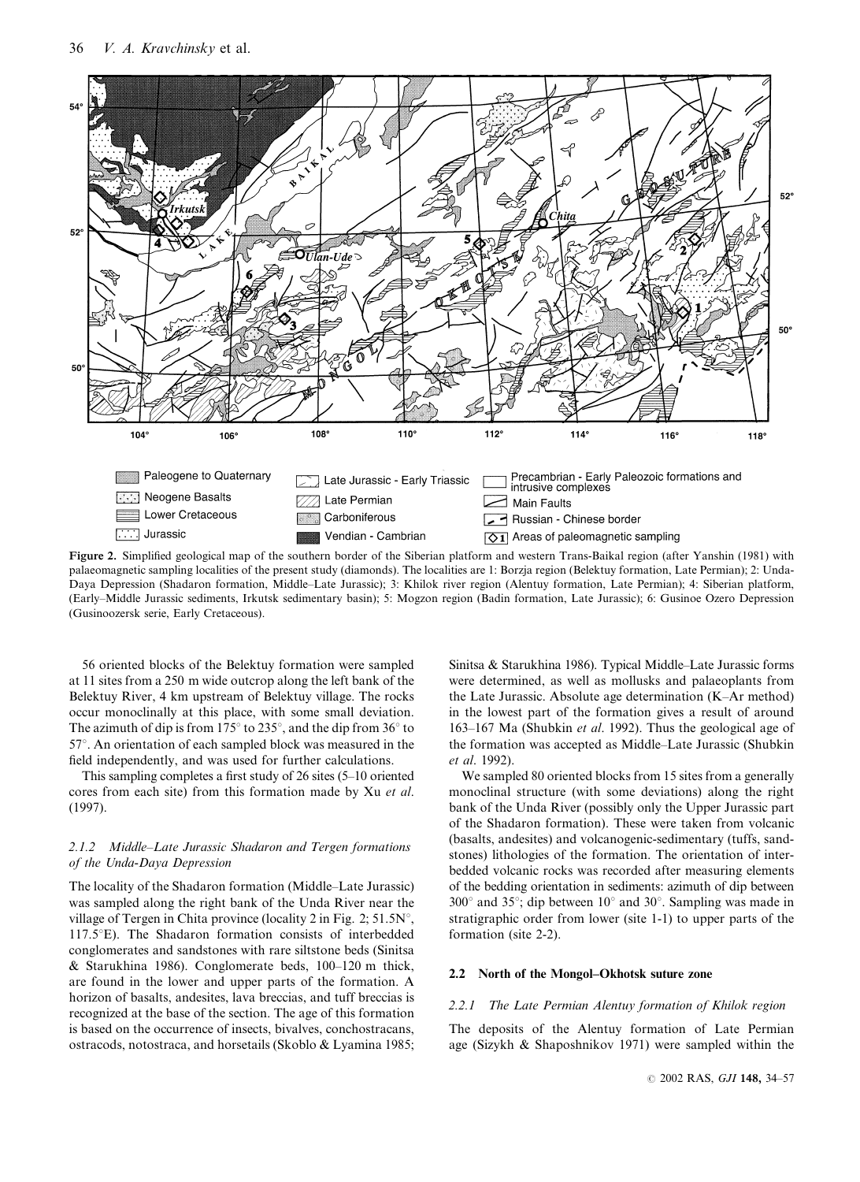**Figure 2.** Simplified geological map of the southern border of the Siberian platform and western Trans-Baikal region (after Yanshin (1981) with palaeomagnetic sampling localities of the present study (diamonds). The localities are 1: Borzja region (Belektuy formation, Late Permian); 2: Unda-Daya Depression (Shadaron formation, Middle–Late Jurassic); 3: Khilok river region (Alentuy formation, Late Permian); 4: Siberian platform, (Early–Middle Jurassic sediments, Irkutsk sedimentary basin); 5: Mogzon region (Badin formation, Late Jurassic); 6: Gusinoe Ozero Depression (Gusinoozersk serie, Early Cretaceous).

56 oriented blocks of the Belektuy formation were sampled at 11 sites from a 250 m wide outcrop along the left bank of the Belektuy River, 4 km upstream of Belektuy village. The rocks occur monoclinally at this place, with some small deviation. The azimuth of dip is from 175° to 235°, and the dip from 36° to 57°. An orientation of each sampled block was measured in the field independently, and was used for further calculations.

This sampling completes a first study of 26 sites (5–10 oriented cores from each site) from this formation made by Xu *et al*. (1997).

#### 2.1.2 Middle–Late Jurassic Shadaron and Tergen formations of the Unda-Daya Depression

The locality of the Shadaron formation (Middle–Late Jurassic) was sampled along the right bank of the Unda River near the village of Tergen in Chita province (locality 2 in Fig. 2; 51.5N°, 117.5°E). The Shadaron formation consists of interbedded conglomerates and sandstones with rare siltstone beds (Sinitsa & Starukhina 1986). Conglomerate beds, 100–120 m thick, are found in the lower and upper parts of the formation. A horizon of basalts, andesites, lava breccias, and tuff breccias is recognized at the base of the section. The age of this formation is based on the occurrence of insects, bivalves, conchostracans, ostracods, notostraca, and horsetails (Skoblo & Lyamina 1985; Sinitsa & Starukhina 1986). Typical Middle–Late Jurassic forms were determined, as well as mollusks and palaeoplants from the Late Jurassic. Absolute age determination (K–Ar method) in the lowest part of the formation gives a result of around 163–167 Ma (Shubkin *et al*. 1992). Thus the geological age of the formation was accepted as Middle–Late Jurassic (Shubkin *et al*. 1992).

We sampled 80 oriented blocks from 15 sites from a generally monoclinal structure (with some deviations) along the right bank of the Unda River (possibly only the Upper Jurassic part of the Shadaron formation). These were taken from volcanic (basalts, andesites) and volcanogenic-sedimentary (tuffs, sandstones) lithologies of the formation. The orientation of interbedded volcanic rocks was recorded after measuring elements of the bedding orientation in sediments: azimuth of dip between 300° and 35°; dip between 10° and 30°. Sampling was made in stratigraphic order from lower (site 1-1) to upper parts of the formation (site 2-2).

### 2.2 North of the Mongol–Okhotsk suture zone

#### 2.2.1 The Late Permian Alentuy formation of Khilok region

The deposits of the Alentuy formation of Late Permian age (Sizykh & Shaposhnikov 1971) were sampled within the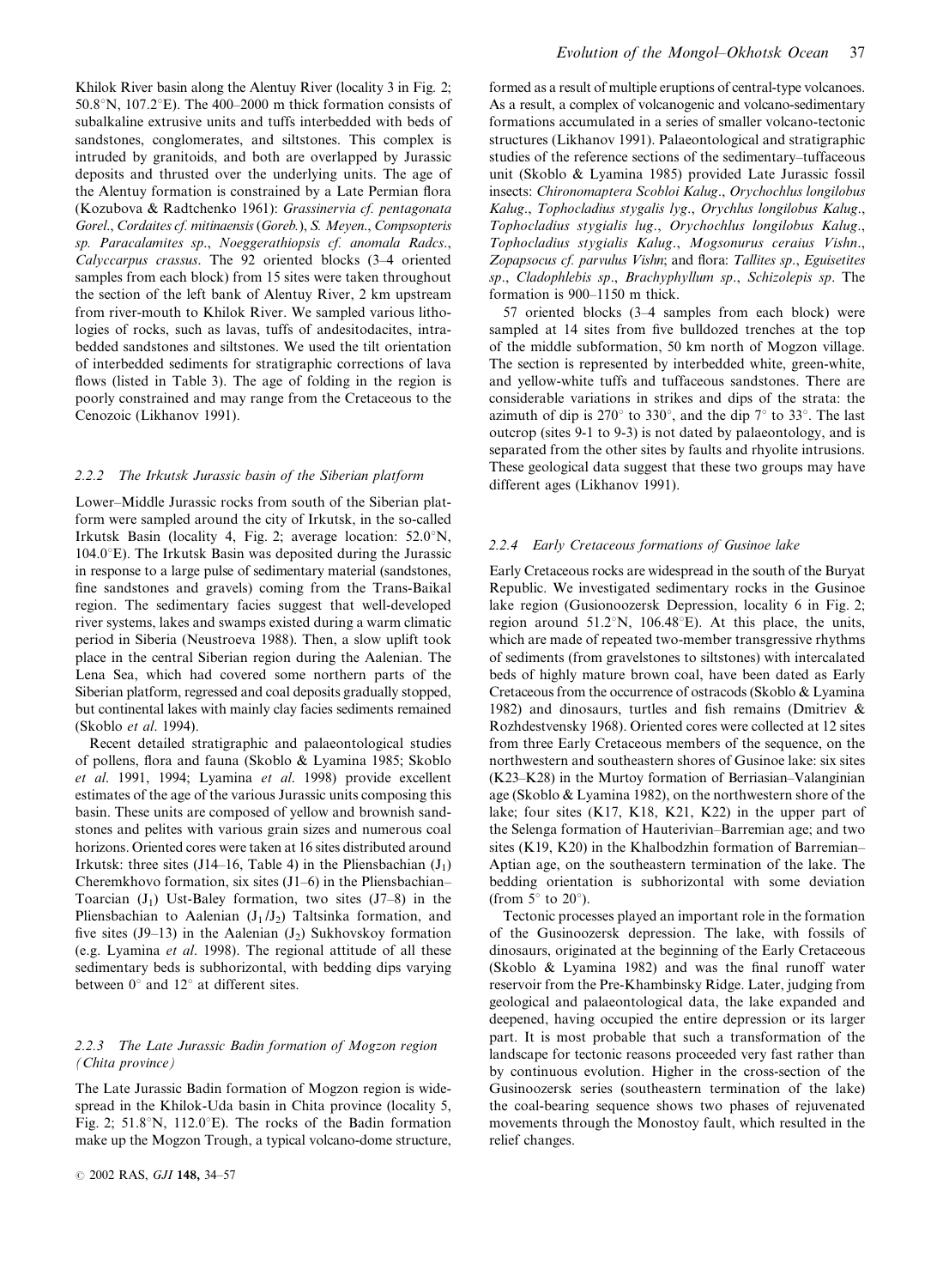Khilok River basin along the Alentuy River (locality 3 in Fig. 2; 50.8°N, 107.2°E). The 400–2000 m thick formation consists of subalkaline extrusive units and tuffs interbedded with beds of sandstones, conglomerates, and siltstones. This complex is intruded by granitoids, and both are overlapped by Jurassic deposits and thrusted over the underlying units. The age of the Alentuy formation is constrained by a Late Permian flora (Kozubova & Radtchenko 1961): *Grassinervia cf. pentagonata Gorel*., *Cordaites cf. mitinaensis* (*Goreb.*), *S. Meyen*., *Compsopteris sp. Paracalamites sp*., *Noeggerathiopsis cf. anomala Radcs*., *Calyccarpus crassus*. The 92 oriented blocks (3–4 oriented samples from each block) from 15 sites were taken throughout the section of the left bank of Alentuy River, 2 km upstream from river-mouth to Khilok River. We sampled various lithologies of rocks, such as lavas, tuffs of andesitodacites, intrabedded sandstones and siltstones. We used the tilt orientation of interbedded sediments for stratigraphic corrections of lava flows (listed in Table 3). The age of folding in the region is poorly constrained and may range from the Cretaceous to the Cenozoic (Likhanov 1991).

### 2.2.2 The Irkutsk Jurassic basin of the Siberian platform

Lower–Middle Jurassic rocks from south of the Siberian platform were sampled around the city of Irkutsk, in the so-called Irkutsk Basin (locality 4, Fig. 2; average location: 52.0°N, 104.0°E). The Irkutsk Basin was deposited during the Jurassic in response to a large pulse of sedimentary material (sandstones, fine sandstones and gravels) coming from the Trans-Baikal region. The sedimentary facies suggest that well-developed river systems, lakes and swamps existed during a warm climatic period in Siberia (Neustroeva 1988). Then, a slow uplift took place in the central Siberian region during the Aalenian. The Lena Sea, which had covered some northern parts of the Siberian platform, regressed and coal deposits gradually stopped, but continental lakes with mainly clay facies sediments remained (Skoblo *et al*. 1994).

Recent detailed stratigraphic and palaeontological studies of pollens, flora and fauna (Skoblo & Lyamina 1985; Skoblo *et al*. 1991, 1994; Lyamina *et al*. 1998) provide excellent estimates of the age of the various Jurassic units composing this basin. These units are composed of yellow and brownish sandstones and pelites with various grain sizes and numerous coal horizons. Oriented cores were taken at 16 sites distributed around Irkutsk: three sites (J14–16, Table 4) in the Pliensbachian ($J_1$) Cheremkhovo formation, six sites (J1–6) in the Pliensbachian–Toarcian ($J_1$) Ust-Baley formation, two sites (J7–8) in the Pliensbachian to Aalenian ($J_1/J_2$) Taltsinka formation, and five sites (J9–13) in the Aalenian ($J_2$) Sukhovskoy formation (e.g. Lyamina *et al*. 1998). The regional attitude of all these sedimentary beds is subhorizontal, with bedding dips varying between 0° and 12° at different sites.

### 2.2.3 The Late Jurassic Badin formation of Mogzon region (Chita province)

The Late Jurassic Badin formation of Mogzon region is widespread in the Khilok-Uda basin in Chita province (locality 5, Fig. 2; 51.8°N, 112.0°E). The rocks of the Badin formation make up the Mogzon Trough, a typical volcano-dome structure, formed as a result of multiple eruptions of central-type volcanoes. As a result, a complex of volcanogenic and volcano-sedimentary formations accumulated in a series of smaller volcano-tectonic structures (Likhanov 1991). Palaeontological and stratigraphic studies of the reference sections of the sedimentary–tuffaceous unit (Skoblo & Lyamina 1985) provided Late Jurassic fossil insects: *Chironomaptera Scobloi Kalug*., *Orychochlus longilobus Kalug*., *Tophocladius stygalis lyg*., *Orychlus longilobus Kalug*., *Tophocladius stygialis lug*., *Orychochlus longilobus Kalug*., *Tophocladius stygialis Kalug*., *Mogsonurus ceraius Vishn*., *Zopapsocus cf. parvulus Vishn*; and flora: *Tallites sp*., *Eguisetites sp*., *Cladophlebis sp*., *Brachyphyllum sp*., *Schizolepis sp*. The formation is 900–1150 m thick.

57 oriented blocks (3–4 samples from each block) were sampled at 14 sites from five bulldozed trenches at the top of the middle subformation, 50 km north of Mogzon village. The section is represented by interbedded white, green-white, and yellow-white tuffs and tuffaceous sandstones. There are considerable variations in strikes and dips of the strata: the azimuth of dip is 270° to 330°, and the dip 7° to 33°. The last outcrop (sites 9-1 to 9-3) is not dated by palaeontology, and is separated from the other sites by faults and rhyolite intrusions. These geological data suggest that these two groups may have different ages (Likhanov 1991).

### 2.2.4 Early Cretaceous formations of Gusinoe lake

Early Cretaceous rocks are widespread in the south of the Buryat Republic. We investigated sedimentary rocks in the Gusinoe lake region (Gusionoozersk Depression, locality 6 in Fig. 2; region around 51.2°N, 106.48°E). At this place, the units, which are made of repeated two-member transgressive rhythms of sediments (from gravelstones to siltstones) with intercalated beds of highly mature brown coal, have been dated as Early Cretaceous from the occurrence of ostracods (Skoblo & Lyamina 1982) and dinosaurs, turtles and fish remains (Dmitriev & Rozhdestvensky 1968). Oriented cores were collected at 12 sites from three Early Cretaceous members of the sequence, on the northwestern and southeastern shores of Gusinoe lake: six sites (K23–K28) in the Murtoy formation of Berriasian–Valanginian age (Skoblo & Lyamina 1982), on the northwestern shore of the lake; four sites (K17, K18, K21, K22) in the upper part of the Selenga formation of Hauterivian–Barremian age; and two sites (K19, K20) in the Khalbodzhin formation of Barremian–Aptian age, on the southeastern termination of the lake. The bedding orientation is subhorizontal with some deviation (from 5° to 20°).

Tectonic processes played an important role in the formation of the Gusinoozersk depression. The lake, with fossils of dinosaurs, originated at the beginning of the Early Cretaceous (Skoblo & Lyamina 1982) and was the final runoff water reservoir from the Pre-Khambinsky Ridge. Later, judging from geological and palaeontological data, the lake expanded and deepened, having occupied the entire depression or its larger part. It is most probable that such a transformation of the landscape for tectonic reasons proceeded very fast rather than by continuous evolution. Higher in the cross-section of the Gusinoozersk series (southeastern termination of the lake) the coal-bearing sequence shows two phases of rejuvenated movements through the Monostoy fault, which resulted in the relief changes.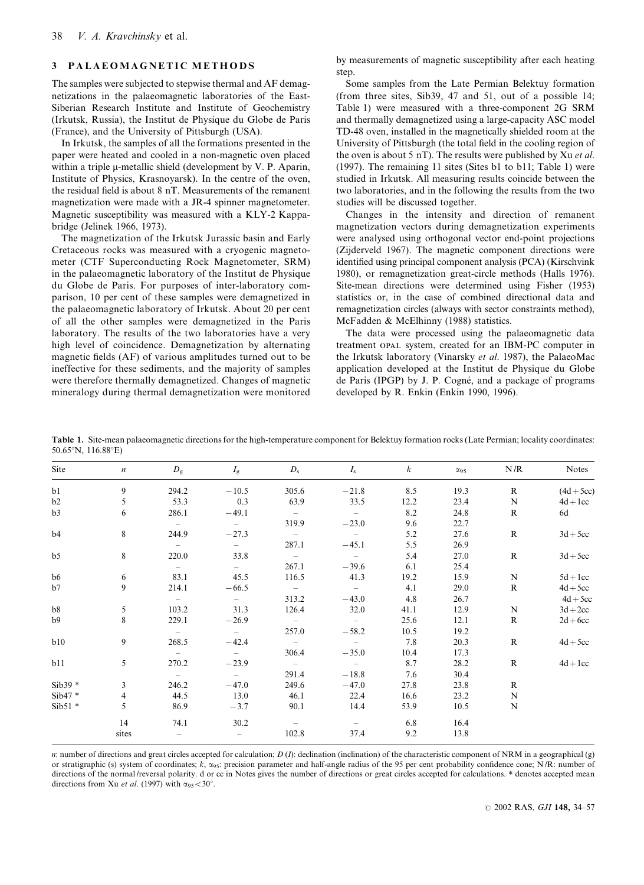## 3 PALAEOMAGNETIC METHODS

The samples were subjected to stepwise thermal and AF demagnetizations in the palaeomagnetic laboratories of the East-Siberian Research Institute and Institute of Geochemistry (Irkutsk, Russia), the Institut de Physique du Globe de Paris (France), and the University of Pittsburgh (USA).

In Irkutsk, the samples of all the formations presented in the paper were heated and cooled in a non-magnetic oven placed within a triple μ-metallic shield (development by V. P. Aparin, Institute of Physics, Krasnoyarsk). In the centre of the oven, the residual field is about 8 nT. Measurements of the remanent magnetization were made with a JR-4 spinner magnetometer. Magnetic susceptibility was measured with a KLY-2 Kappabridge (Jelinek 1966, 1973).

The magnetization of the Irkutsk Jurassic basin and Early Cretaceous rocks was measured with a cryogenic magnetometer (CTF Superconducting Rock Magnetometer, SRM) in the palaeomagnetic laboratory of the Institut de Physique du Globe de Paris. For purposes of inter-laboratory comparison, 10 per cent of these samples were demagnetized in the palaeomagnetic laboratory of Irkutsk. About 20 per cent of all the other samples were demagnetized in the Paris laboratory. The results of the two laboratories have a very high level of coincidence. Demagnetization by alternating magnetic fields (AF) of various amplitudes turned out to be ineffective for these sediments, and the majority of samples were therefore thermally demagnetized. Changes of magnetic mineralogy during thermal demagnetization were monitored by measurements of magnetic susceptibility after each heating step.

Some samples from the Late Permian Belektuy formation (from three sites, Sib39, 47 and 51, out of a possible 14; Table 1) were measured with a three-component 2G SRM and thermally demagnetized using a large-capacity ASC model TD-48 oven, installed in the magnetically shielded room at the University of Pittsburgh (the total field in the cooling region of the oven is about 5 nT). The results were published by Xu *et al.* (1997). The remaining 11 sites (Sites b1 to b11; Table 1) were studied in Irkutsk. All measuring results coincide between the two laboratories, and in the following the results from the two studies will be discussed together.

Changes in the intensity and direction of remanent magnetization vectors during demagnetization experiments were analysed using orthogonal vector end-point projections (Zijderveld 1967). The magnetic component directions were identified using principal component analysis (PCA) (Kirschvink 1980), or remagnetization great-circle methods (Halls 1976). Site-mean directions were determined using Fisher (1953) statistics or, in the case of combined directional data and remagnetization circles (always with sector constraints method), McFadden & McElhinny (1988) statistics.

The data were processed using the palaeomagnetic data treatment OPAL system, created for an IBM-PC computer in the Irkutsk laboratory (Vinarsky *et al.* 1987), the PalaeoMac application developed at the Institut de Physique du Globe de Paris (IPGP) by J. P. Cogné, and a package of programs developed by R. Enkin (Enkin 1990, 1996).

**Table 1.** Site-mean palaeomagnetic directions for the high-temperature component for Belektuy formation rocks (Late Permian; locality coordinates: 50.65°N, 116.88°E)

| Site | $n$ | $D_g$ | $I_g$ | $D_s$ | $I_s$ | $k$ | $\alpha_{95}$ | N/R | Notes |
|---|---|---|---|---|---|---|---|---|---|
| b1 | 9 | 294.2 | −10.5 | 305.6 | −21.8 | 8.5 | 19.3 | R | (4d + 5cc) |
| b2 | 5 | 53.3 | 0.3 | 63.9 | 33.5 | 12.2 | 23.4 | N | 4d + 1cc |
| b3 | 6 | 286.1 | −49.1 | – | – | 8.2 | 24.8 | R | 6d |
| | | – | – | 319.9 | −23.0 | 9.6 | 22.7 | | |
| b4 | 8 | 244.9 | −27.3 | – | – | 5.2 | 27.6 | R | 3d + 5cc |
| | | – | – | 287.1 | −45.1 | 5.5 | 26.9 | | |
| b5 | 8 | 220.0 | 33.8 | – | – | 5.4 | 27.0 | R | 3d + 5cc |
| | | – | – | 267.1 | −39.6 | 6.1 | 25.4 | | |
| b6 | 6 | 83.1 | 45.5 | 116.5 | 41.3 | 19.2 | 15.9 | N | 5d + 1cc |
| b7 | 9 | 214.1 | −66.5 | – | – | 4.1 | 29.0 | R | 4d + 5cc |
| | | – | – | 313.2 | −43.0 | 4.8 | 26.7 | | 4d + 5cc |
| b8 | 5 | 103.2 | 31.3 | 126.4 | 32.0 | 41.1 | 12.9 | N | 3d + 2cc |
| b9 | 8 | 229.1 | −26.9 | – | – | 25.6 | 12.1 | R | 2d + 6cc |
| | | – | – | 257.0 | −58.2 | 10.5 | 19.2 | | |
| b10 | 9 | 268.5 | −42.4 | – | – | 7.8 | 20.3 | R | 4d + 5cc |
| | | – | – | 306.4 | −35.0 | 10.4 | 17.3 | | |
| b11 | 5 | 270.2 | −23.9 | – | – | 8.7 | 28.2 | R | 4d + 1cc |
| | | – | – | 291.4 | −18.8 | 7.6 | 30.4 | | |
| Sib39 * | 3 | 246.2 | −47.0 | 249.6 | −47.0 | 27.8 | 23.8 | R | |
| Sib47 * | 4 | 44.5 | 13.0 | 46.1 | 22.4 | 16.6 | 23.2 | N | |
| Sib51 * | 5 | 86.9 | −3.7 | 90.1 | 14.4 | 53.9 | 10.5 | N | |
| | 14 | 74.1 | 30.2 | – | – | 6.8 | 16.4 | | |
| | sites | – | – | 102.8 | 37.4 | 9.2 | 13.8 | | |

$n$: number of directions and great circles accepted for calculation; $D$ ($I$): declination (inclination) of the characteristic component of NRM in a geographical (g) or stratigraphic (s) system of coordinates; $k$, $\alpha_{95}$: precision parameter and half-angle radius of the 95 per cent probability confidence cone; N/R: number of directions of the normal/reversal polarity. d or cc in Notes gives the number of directions or great circles accepted for calculations. * denotes accepted mean directions from Xu *et al.* (1997) with $\alpha_{95} < 30°$.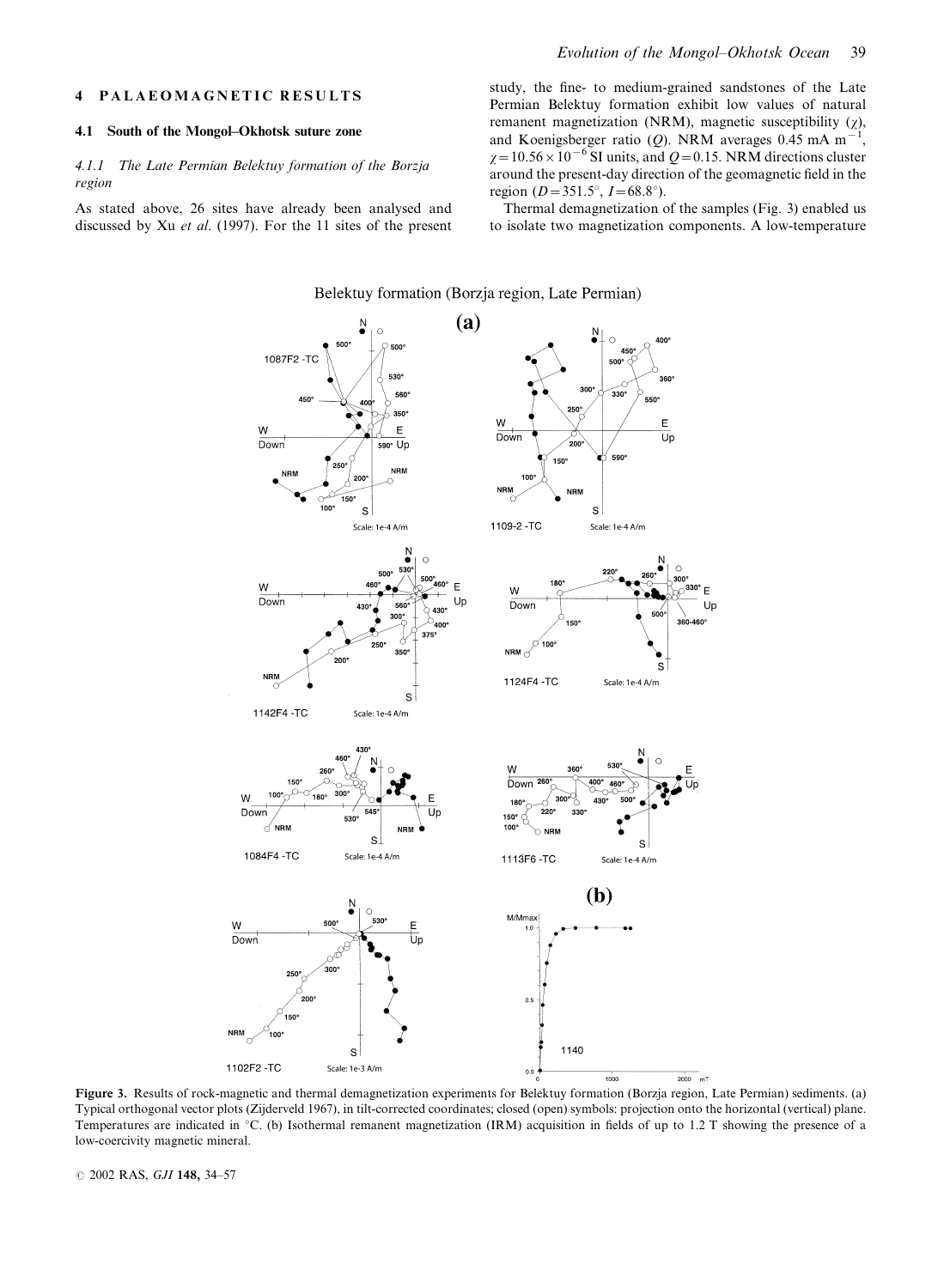## 4 PALAEOMAGNETIC RESULTS

### 4.1 South of the Mongol–Okhotsk suture zone

#### 4.1.1 The Late Permian Belektuy formation of the Borzja region

As stated above, 26 sites have already been analysed and discussed by Xu *et al.* (1997). For the 11 sites of the present study, the fine- to medium-grained sandstones of the Late Permian Belektuy formation exhibit low values of natural remanent magnetization (NRM), magnetic susceptibility ($\chi$), and Koenigsberger ratio ($Q$). NRM averages 0.45 mA $m^{-1}$, $\chi = 10.56 \times 10^{-6}$ SI units, and $Q = 0.15$. NRM directions cluster around the present-day direction of the geomagnetic field in the region ($D = 351.5°$, $I = 68.8°$).

Thermal demagnetization of the samples (Fig. 3) enabled us to isolate two magnetization components. A low-temperature

Figure 3. Results of rock-magnetic and thermal demagnetization experiments for Belektuy formation (Borzja region, Late Permian) sediments. (a) Typical orthogonal vector plots (Zijderveld 1967), in tilt-corrected coordinates; closed (open) symbols: projection onto the horizontal (vertical) plane. Temperatures are indicated in °C. (b) Isothermal remanent magnetization (IRM) acquisition in fields of up to 1.2 T showing the presence of a low-coercivity magnetic mineral.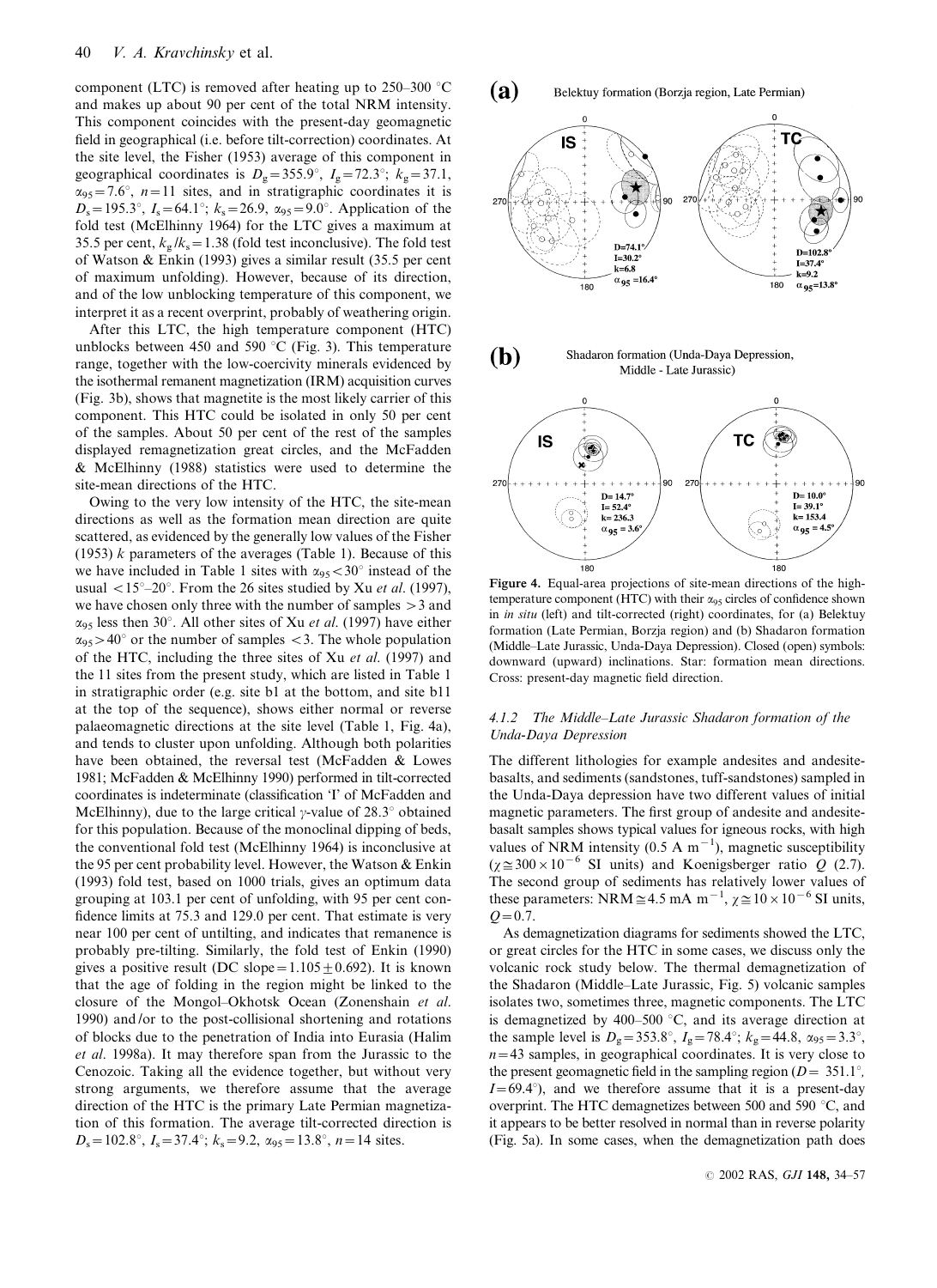component (LTC) is removed after heating up to 250–300 °C and makes up about 90 per cent of the total NRM intensity. This component coincides with the present-day geomagnetic field in geographical (i.e. before tilt-correction) coordinates. At the site level, the Fisher (1953) average of this component in geographical coordinates is $D_g = 355.9°$, $I_g = 72.3°$; $k_g = 37.1$, $\alpha_{95} = 7.6°$, $n = 11$ sites, and in stratigraphic coordinates it is $D_s = 195.3°$, $I_s = 64.1°$; $k_s = 26.9$, $\alpha_{95} = 9.0°$. Application of the fold test (McElhinny 1964) for the LTC gives a maximum at 35.5 per cent, $k_g/k_s = 1.38$ (fold test inconclusive). The fold test of Watson & Enkin (1993) gives a similar result (35.5 per cent of maximum unfolding). However, because of its direction, and of the low unblocking temperature of this component, we interpret it as a recent overprint, probably of weathering origin.

After this LTC, the high temperature component (HTC) unblocks between 450 and 590 °C (Fig. 3). This temperature range, together with the low-coercivity minerals evidenced by the isothermal remanent magnetization (IRM) acquisition curves (Fig. 3b), shows that magnetite is the most likely carrier of this component. This HTC could be isolated in only 50 per cent of the samples. About 50 per cent of the rest of the samples displayed remagnetization great circles, and the McFadden & McElhinny (1988) statistics were used to determine the site-mean directions of the HTC.

Owing to the very low intensity of the HTC, the site-mean directions as well as the formation mean direction are quite scattered, as evidenced by the generally low values of the Fisher (1953) $k$ parameters of the averages (Table 1). Because of this we have included in Table 1 sites with $\alpha_{95} < 30°$ instead of the usual $<15°$–$20°$. From the 26 sites studied by Xu *et al.* (1997), we have chosen only three with the number of samples $>3$ and $\alpha_{95}$ less then 30°. All other sites of Xu *et al.* (1997) have either $\alpha_{95} > 40°$ or the number of samples $<3$. The whole population of the HTC, including the three sites of Xu *et al.* (1997) and the 11 sites from the present study, which are listed in Table 1 in stratigraphic order (e.g. site b1 at the bottom, and site b11 at the top of the sequence), shows either normal or reverse palaeomagnetic directions at the site level (Table 1, Fig. 4a), and tends to cluster upon unfolding. Although both polarities have been obtained, the reversal test (McFadden & Lowes 1981; McFadden & McElhinny 1990) performed in tilt-corrected coordinates is indeterminate (classification 'I' of McFadden and McElhinny), due to the large critical $\gamma$-value of 28.3° obtained for this population. Because of the monoclinal dipping of beds, the conventional fold test (McElhinny 1964) is inconclusive at the 95 per cent probability level. However, the Watson & Enkin (1993) fold test, based on 1000 trials, gives an optimum data grouping at 103.1 per cent of unfolding, with 95 per cent confidence limits at 75.3 and 129.0 per cent. That estimate is very near 100 per cent of untilting, and indicates that remanence is probably pre-tilting. Similarly, the fold test of Enkin (1990) gives a positive result (DC slope$=1.105 \pm 0.692$). It is known that the age of folding in the region might be linked to the closure of the Mongol–Okhotsk Ocean (Zonenshain *et al.* 1990) and/or to the post-collisional shortening and rotations of blocks due to the penetration of India into Eurasia (Halim *et al.* 1998a). It may therefore span from the Jurassic to the Cenozoic. Taking all the evidence together, but without very strong arguments, we therefore assume that the average direction of the HTC is the primary Late Permian magnetization of this formation. The average tilt-corrected direction is $D_s = 102.8°$, $I_s = 37.4°$; $k_s = 9.2$, $\alpha_{95} = 13.8°$, $n = 14$ sites.

**(a)** Belektuy formation (Borzja region, Late Permian)

IS: D=74.1°, I=30.2°, k=6.8, $\alpha_{95}$=16.4°

TC: D=102.8°, I=37.4°, k=9.2, $\alpha_{95}$=13.8°

**(b)** Shadaron formation (Unda-Daya Depression, Middle - Late Jurassic)

IS: D= 14.7°, I= 52.4°, k= 236.3, $\alpha_{95}$ = 3.6°

TC: D= 10.0°, I= 39.1°, k= 153.4, $\alpha_{95}$ = 4.5°

**Figure 4.** Equal-area projections of site-mean directions of the high-temperature component (HTC) with their $\alpha_{95}$ circles of confidence shown in *in situ* (left) and tilt-corrected (right) coordinates, for (a) Belektuy formation (Late Permian, Borzja region) and (b) Shadaron formation (Middle–Late Jurassic, Unda-Daya Depression). Closed (open) symbols: downward (upward) inclinations. Star: formation mean directions. Cross: present-day magnetic field direction.

#### 4.1.2 The Middle–Late Jurassic Shadaron formation of the Unda-Daya Depression

The different lithologies for example andesites and andesite-basalts, and sediments (sandstones, tuff-sandstones) sampled in the Unda-Daya depression have two different values of initial magnetic parameters. The first group of andesite and andesite-basalt samples shows typical values for igneous rocks, with high values of NRM intensity (0.5 A m$^{-1}$), magnetic susceptibility ($\chi \cong 300 \times 10^{-6}$ SI units) and Koenigsberger ratio $Q$ (2.7). The second group of sediments has relatively lower values of these parameters: NRM$\cong$4.5 mA m$^{-1}$, $\chi \cong 10 \times 10^{-6}$ SI units, $Q = 0.7$.

As demagnetization diagrams for sediments showed the LTC, or great circles for the HTC in some cases, we discuss only the volcanic rock study below. The thermal demagnetization of the Shadaron (Middle–Late Jurassic, Fig. 5) volcanic samples isolates two, sometimes three, magnetic components. The LTC is demagnetized by 400–500 °C, and its average direction at the sample level is $D_g = 353.8°$, $I_g = 78.4°$; $k_g = 44.8$, $\alpha_{95} = 3.3°$, $n = 43$ samples, in geographical coordinates. It is very close to the present geomagnetic field in the sampling region ($D = 351.1°$, $I = 69.4°$), and we therefore assume that it is a present-day overprint. The HTC demagnetizes between 500 and 590 °C, and it appears to be better resolved in normal than in reverse polarity (Fig. 5a). In some cases, when the demagnetization path does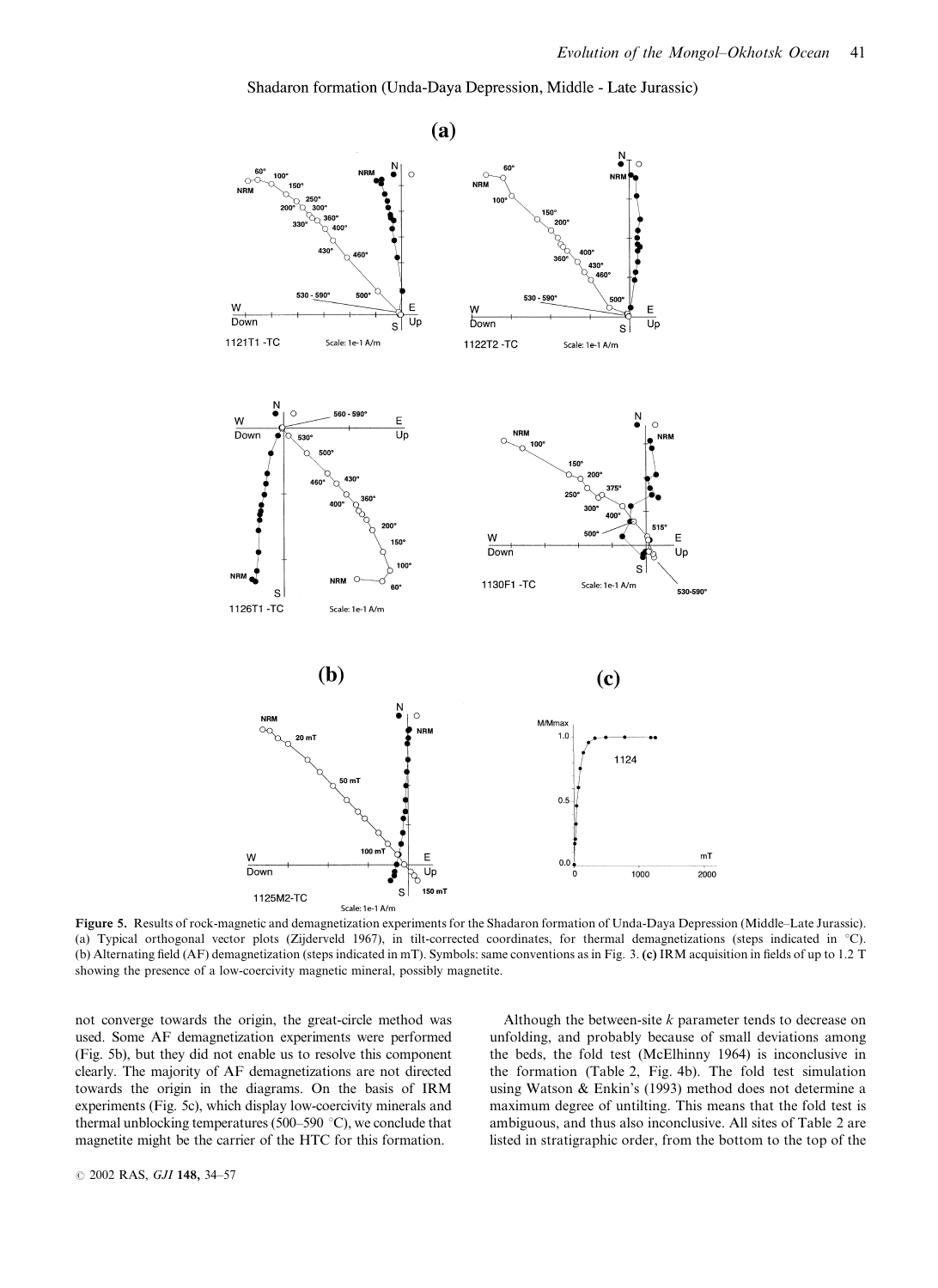Shadaron formation (Unda-Daya Depression, Middle - Late Jurassic)

**Figure 5.** Results of rock-magnetic and demagnetization experiments for the Shadaron formation of Unda-Daya Depression (Middle–Late Jurassic). (a) Typical orthogonal vector plots (Zijderveld 1967), in tilt-corrected coordinates, for thermal demagnetizations (steps indicated in °C). (b) Alternating field (AF) demagnetization (steps indicated in mT). Symbols: same conventions as in Fig. 3. **(c)** IRM acquisition in fields of up to 1.2 T showing the presence of a low-coercivity magnetic mineral, possibly magnetite.

not converge towards the origin, the great-circle method was used. Some AF demagnetization experiments were performed (Fig. 5b), but they did not enable us to resolve this component clearly. The majority of AF demagnetizations are not directed towards the origin in the diagrams. On the basis of IRM experiments (Fig. 5c), which display low-coercivity minerals and thermal unblocking temperatures (500–590 °C), we conclude that magnetite might be the carrier of the HTC for this formation.

Although the between-site $k$ parameter tends to decrease on unfolding, and probably because of small deviations among the beds, the fold test (McElhinny 1964) is inconclusive in the formation (Table 2, Fig. 4b). The fold test simulation using Watson & Enkin's (1993) method does not determine a maximum degree of untilting. This means that the fold test is ambiguous, and thus also inconclusive. All sites of Table 2 are listed in stratigraphic order, from the bottom to the top of the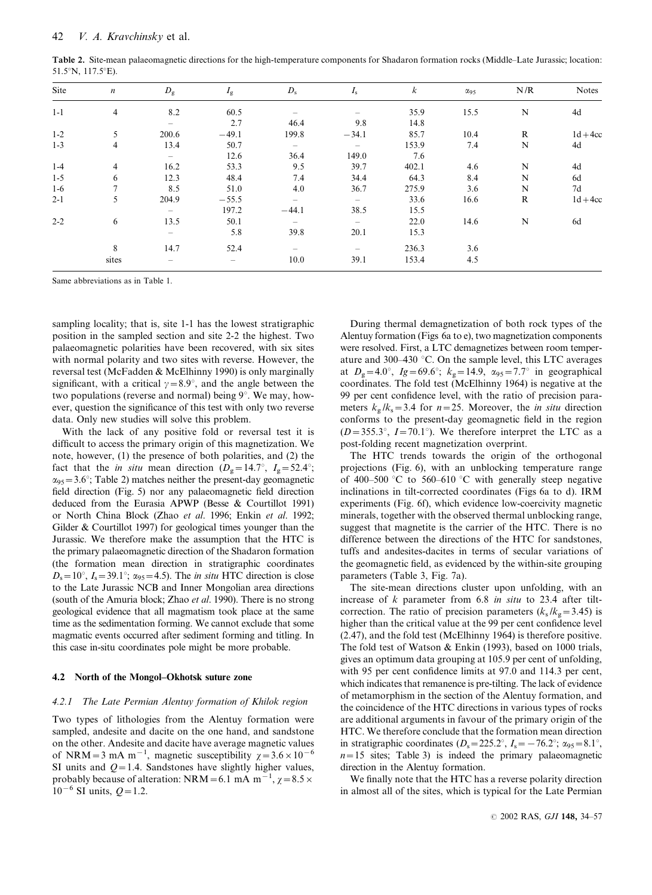**Table 2.** Site-mean palaeomagnetic directions for the high-temperature components for Shadaron formation rocks (Middle–Late Jurassic; location: 51.5°N, 117.5°E).

| Site | $n$ | $D_g$ | $I_g$ | $D_s$ | $I_s$ | $k$ | $\alpha_{95}$ | N/R | Notes |
|---|---|---|---|---|---|---|---|---|---|
| 1-1 | 4 | 8.2 | 60.5 | – | – | 35.9 | 15.5 | N | 4d |
| | | – | 2.7 | 46.4 | 9.8 | 14.8 | | | |
| 1-2 | 5 | 200.6 | −49.1 | 199.8 | −34.1 | 85.7 | 10.4 | R | 1d + 4cc |
| 1-3 | 4 | 13.4 | 50.7 | – | – | 153.9 | 7.4 | N | 4d |
| | | – | 12.6 | 36.4 | 149.0 | 7.6 | | | |
| 1-4 | 4 | 16.2 | 53.3 | 9.5 | 39.7 | 402.1 | 4.6 | N | 4d |
| 1-5 | 6 | 12.3 | 48.4 | 7.4 | 34.4 | 64.3 | 8.4 | N | 6d |
| 1-6 | 7 | 8.5 | 51.0 | 4.0 | 36.7 | 275.9 | 3.6 | N | 7d |
| 2-1 | 5 | 204.9 | −55.5 | – | – | 33.6 | 16.6 | R | 1d + 4cc |
| | | – | 197.2 | −44.1 | 38.5 | 15.5 | | | |
| 2-2 | 6 | 13.5 | 50.1 | – | – | 22.0 | 14.6 | N | 6d |
| | | – | 5.8 | 39.8 | 20.1 | 15.3 | | | |
| | 8 | 14.7 | 52.4 | – | – | 236.3 | 3.6 | | |
| | sites | – | – | 10.0 | 39.1 | 153.4 | 4.5 | | |

Same abbreviations as in Table 1.

sampling locality; that is, site 1-1 has the lowest stratigraphic position in the sampled section and site 2-2 the highest. Two palaeomagnetic polarities have been recovered, with six sites with normal polarity and two sites with reverse. However, the reversal test (McFadden & McElhinny 1990) is only marginally significant, with a critical $\gamma = 8.9°$, and the angle between the two populations (reverse and normal) being 9°. We may, however, question the significance of this test with only two reverse data. Only new studies will solve this problem.

With the lack of any positive fold or reversal test it is difficult to access the primary origin of this magnetization. We note, however, (1) the presence of both polarities, and (2) the fact that the *in situ* mean direction ($D_g = 14.7°$, $I_g = 52.4°$; $\alpha_{95} = 3.6°$; Table 2) matches neither the present-day geomagnetic field direction (Fig. 5) nor any palaeomagnetic field direction deduced from the Eurasia APWP (Besse & Courtillot 1991) or North China Block (Zhao *et al.* 1996; Enkin *et al.* 1992; Gilder & Courtillot 1997) for geological times younger than the Jurassic. We therefore make the assumption that the HTC is the primary palaeomagnetic direction of the Shadaron formation (the formation mean direction in stratigraphic coordinates $D_s = 10°$, $I_s = 39.1°$; $\alpha_{95} = 4.5$). The *in situ* HTC direction is close to the Late Jurassic NCB and Inner Mongolian area directions (south of the Amuria block; Zhao *et al.* 1990). There is no strong geological evidence that all magmatism took place at the same time as the sedimentation forming. We cannot exclude that some magmatic events occurred after sediment forming and titling. In this case in-situ coordinates pole might be more probable.

### 4.2 North of the Mongol–Okhotsk suture zone

#### 4.2.1 *The Late Permian Alentuy formation of Khilok region*

Two types of lithologies from the Alentuy formation were sampled, andesite and dacite on the one hand, and sandstone on the other. Andesite and dacite have average magnetic values of NRM = 3 mA $m^{-1}$, magnetic susceptibility $\chi = 3.6 \times 10^{-6}$ SI units and $Q = 1.4$. Sandstones have slightly higher values, probably because of alteration: NRM = 6.1 mA $m^{-1}$, $\chi = 8.5 \times 10^{-6}$ SI units, $Q = 1.2$.

During thermal demagnetization of both rock types of the Alentuy formation (Figs 6a to e), two magnetization components were resolved. First, a LTC demagnetizes between room temperature and 300–430 °C. On the sample level, this LTC averages at $D_g = 4.0°$, $Ig = 69.6°$; $k_g = 14.9$, $\alpha_{95} = 7.7°$ in geographical coordinates. The fold test (McElhinny 1964) is negative at the 99 per cent confidence level, with the ratio of precision parameters $k_g/k_s = 3.4$ for $n = 25$. Moreover, the *in situ* direction conforms to the present-day geomagnetic field in the region ($D = 355.3°$, $I = 70.1°$). We therefore interpret the LTC as a post-folding recent magnetization overprint.

The HTC trends towards the origin of the orthogonal projections (Fig. 6), with an unblocking temperature range of 400–500 °C to 560–610 °C with generally steep negative inclinations in tilt-corrected coordinates (Figs 6a to d). IRM experiments (Fig. 6f), which evidence low-coercivity magnetic minerals, together with the observed thermal unblocking range, suggest that magnetite is the carrier of the HTC. There is no difference between the directions of the HTC for sandstones, tuffs and andesites-dacites in terms of secular variations of the geomagnetic field, as evidenced by the within-site grouping parameters (Table 3, Fig. 7a).

The site-mean directions cluster upon unfolding, with an increase of $k$ parameter from 6.8 *in situ* to 23.4 after tilt-correction. The ratio of precision parameters ($k_s/k_g = 3.45$) is higher than the critical value at the 99 per cent confidence level (2.47), and the fold test (McElhinny 1964) is therefore positive. The fold test of Watson & Enkin (1993), based on 1000 trials, gives an optimum data grouping at 105.9 per cent of unfolding, with 95 per cent confidence limits at 97.0 and 114.3 per cent, which indicates that remanence is pre-tilting. The lack of evidence of metamorphism in the section of the Alentuy formation, and the coincidence of the HTC directions in various types of rocks are additional arguments in favour of the primary origin of the HTC. We therefore conclude that the formation mean direction in stratigraphic coordinates ($D_s = 225.2°$, $I_s = -76.2°$; $\alpha_{95} = 8.1°$, $n = 15$ sites; Table 3) is indeed the primary palaeomagnetic direction in the Alentuy formation.

We finally note that the HTC has a reverse polarity direction in almost all of the sites, which is typical for the Late Permian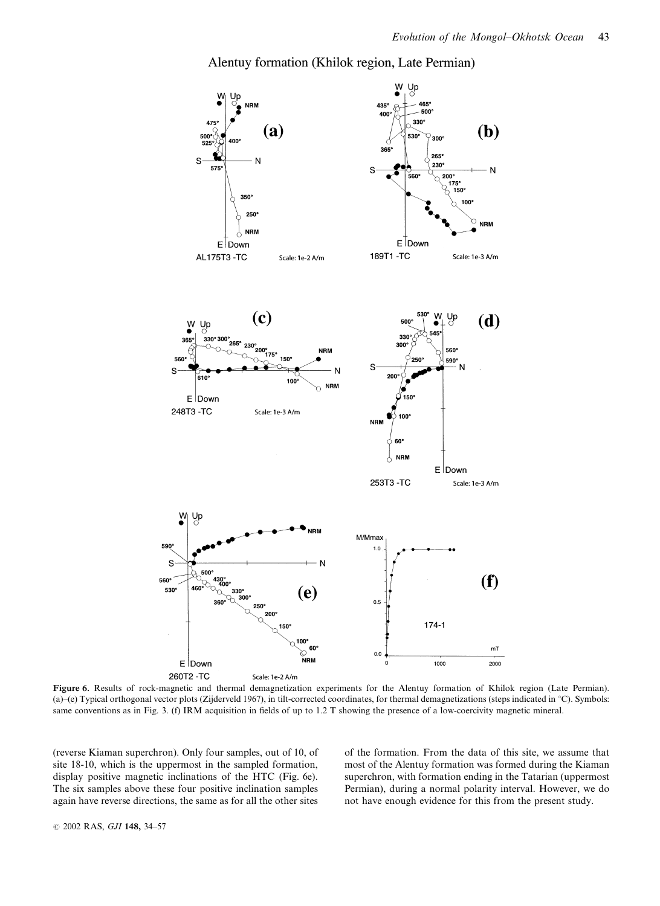Alentuy formation (Khilok region, Late Permian)

**Figure 6.** Results of rock-magnetic and thermal demagnetization experiments for the Alentuy formation of Khilok region (Late Permian). (a)–(e) Typical orthogonal vector plots (Zijderveld 1967), in tilt-corrected coordinates, for thermal demagnetizations (steps indicated in °C). Symbols: same conventions as in Fig. 3. (f) IRM acquisition in fields of up to 1.2 T showing the presence of a low-coercivity magnetic mineral.

(reverse Kiaman superchron). Only four samples, out of 10, of site 18-10, which is the uppermost in the sampled formation, display positive magnetic inclinations of the HTC (Fig. 6e). The six samples above these four positive inclination samples again have reverse directions, the same as for all the other sites of the formation. From the data of this site, we assume that most of the Alentuy formation was formed during the Kiaman superchron, with formation ending in the Tatarian (uppermost Permian), during a normal polarity interval. However, we do not have enough evidence for this from the present study.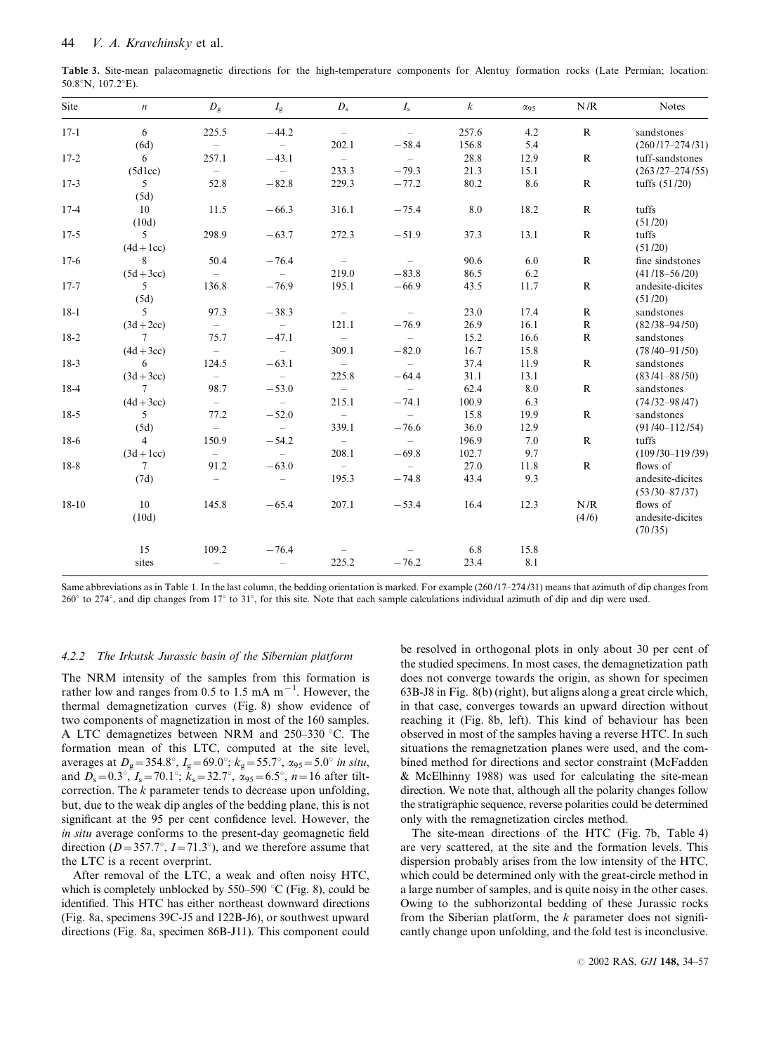**Table 3.** Site-mean palaeomagnetic directions for the high-temperature components for Alentuy formation rocks (Late Permian; location: 50.8°N, 107.2°E).

| Site | $n$ | $D_g$ | $I_g$ | $D_s$ | $I_s$ | $k$ | $\alpha_{95}$ | N/R | Notes |
|---|---|---|---|---|---|---|---|---|---|
| 17-1 | 6 | 225.5 | −44.2 | – | – | 257.6 | 4.2 | R | sandstones |
| | (6d) | – | – | 202.1 | −58.4 | 156.8 | 5.4 | | (260/17–274/31) |
| 17-2 | 6 | 257.1 | −43.1 | – | – | 28.8 | 12.9 | R | tuff-sandstones |
| | (5d1cc) | – | – | 233.3 | −79.3 | 21.3 | 15.1 | | (263/27–274/55) |
| 17-3 | 5 | 52.8 | −82.8 | 229.3 | −77.2 | 80.2 | 8.6 | R | tuffs (51/20) |
| | (5d) | | | | | | | | |
| 17-4 | 10 | 11.5 | −66.3 | 316.1 | −75.4 | 8.0 | 18.2 | R | tuffs |
| | (10d) | | | | | | | | (51/20) |
| 17-5 | 5 | 298.9 | −63.7 | 272.3 | −51.9 | 37.3 | 13.1 | R | tuffs |
| | (4d+1cc) | | | | | | | | (51/20) |
| 17-6 | 8 | 50.4 | −76.4 | – | – | 90.6 | 6.0 | R | fine sindstones |
| | (5d+3cc) | – | – | 219.0 | −83.8 | 86.5 | 6.2 | | (41/18–56/20) |
| 17-7 | 5 | 136.8 | −76.9 | 195.1 | −66.9 | 43.5 | 11.7 | R | andesite-dicites |
| | (5d) | | | | | | | | (51/20) |
| 18-1 | 5 | 97.3 | −38.3 | – | – | 23.0 | 17.4 | R | sandstones |
| | (3d+2cc) | – | – | 121.1 | −76.9 | 26.9 | 16.1 | R | (82/38–94/50) |
| 18-2 | 7 | 75.7 | −47.1 | – | – | 15.2 | 16.6 | R | sandstones |
| | (4d+3cc) | – | – | 309.1 | −82.0 | 16.7 | 15.8 | | (78/40–91/50) |
| 18-3 | 6 | 124.5 | −63.1 | – | – | 37.4 | 11.9 | R | sandstones |
| | (3d+3cc) | – | – | 225.8 | −64.4 | 31.1 | 13.1 | | (83/41–88/50) |
| 18-4 | 7 | 98.7 | −53.0 | – | – | 62.4 | 8.0 | R | sandstones |
| | (4d+3cc) | – | – | 215.1 | −74.1 | 100.9 | 6.3 | | (74/32–98/47) |
| 18-5 | 5 | 77.2 | −52.0 | – | – | 15.8 | 19.9 | R | sandstones |
| | (5d) | – | – | 339.1 | −76.6 | 36.0 | 12.9 | | (91/40–112/54) |
| 18-6 | 4 | 150.9 | −54.2 | – | – | 196.9 | 7.0 | R | tuffs |
| | (3d+1cc) | – | – | 208.1 | −69.8 | 102.7 | 9.7 | | (109/30–119/39) |
| 18-8 | 7 | 91.2 | −63.0 | – | – | 27.0 | 11.8 | R | flows of |
| | (7d) | – | – | 195.3 | −74.8 | 43.4 | 9.3 | | andesite-dicites (53/30–87/37) |
| 18-10 | 10 | 145.8 | −65.4 | 207.1 | −53.4 | 16.4 | 12.3 | N/R | flows of |
| | (10d) | | | | | | | (4/6) | andesite-dicites (70/35) |
| | 15 | 109.2 | −76.4 | – | – | 6.8 | 15.8 | | |
| | sites | – | – | 225.2 | −76.2 | 23.4 | 8.1 | | |

Same abbreviations as in Table 1. In the last column, the bedding orientation is marked. For example (260/17–274/31) means that azimuth of dip changes from 260° to 274°, and dip changes from 17° to 31°, for this site. Note that each sample calculations individual azimuth of dip and dip were used.

#### 4.2.2 The Irkutsk Jurassic basin of the Sibernian platform

The NRM intensity of the samples from this formation is rather low and ranges from 0.5 to 1.5 mA m$^{-1}$. However, the thermal demagnetization curves (Fig. 8) show evidence of two components of magnetization in most of the 160 samples. A LTC demagnetizes between NRM and 250–330 °C. The formation mean of this LTC, computed at the site level, averages at $D_g=354.8°$, $I_g=69.0°$; $k_g=55.7°$, $\alpha_{95}=5.0°$ *in situ*, and $D_s=0.3°$, $I_s=70.1°$; $k_s=32.7°$, $\alpha_{95}=6.5°$, $n=16$ after tilt-correction. The $k$ parameter tends to decrease upon unfolding, but, due to the weak dip angles of the bedding plane, this is not significant at the 95 per cent confidence level. However, the *in situ* average conforms to the present-day geomagnetic field direction ($D=357.7°$, $I=71.3°$), and we therefore assume that the LTC is a recent overprint.

After removal of the LTC, a weak and often noisy HTC, which is completely unblocked by 550–590 °C (Fig. 8), could be identified. This HTC has either northeast downward directions (Fig. 8a, specimens 39C-J5 and 122B-J6), or southwest upward directions (Fig. 8a, specimen 86B-J11). This component could be resolved in orthogonal plots in only about 30 per cent of the studied specimens. In most cases, the demagnetization path does not converge towards the origin, as shown for specimen 63B-J8 in Fig. 8(b) (right), but aligns along a great circle which, in that case, converges towards an upward direction without reaching it (Fig. 8b, left). This kind of behaviour has been observed in most of the samples having a reverse HTC. In such situations the remagnetzation planes were used, and the combined method for directions and sector constraint (McFadden & McElhinny 1988) was used for calculating the site-mean direction. We note that, although all the polarity changes follow the stratigraphic sequence, reverse polarities could be determined only with the remagnetization circles method.

The site-mean directions of the HTC (Fig. 7b, Table 4) are very scattered, at the site and the formation levels. This dispersion probably arises from the low intensity of the HTC, which could be determined only with the great-circle method in a large number of samples, and is quite noisy in the other cases. Owing to the subhorizontal bedding of these Jurassic rocks from the Siberian platform, the $k$ parameter does not significantly change upon unfolding, and the fold test is inconclusive.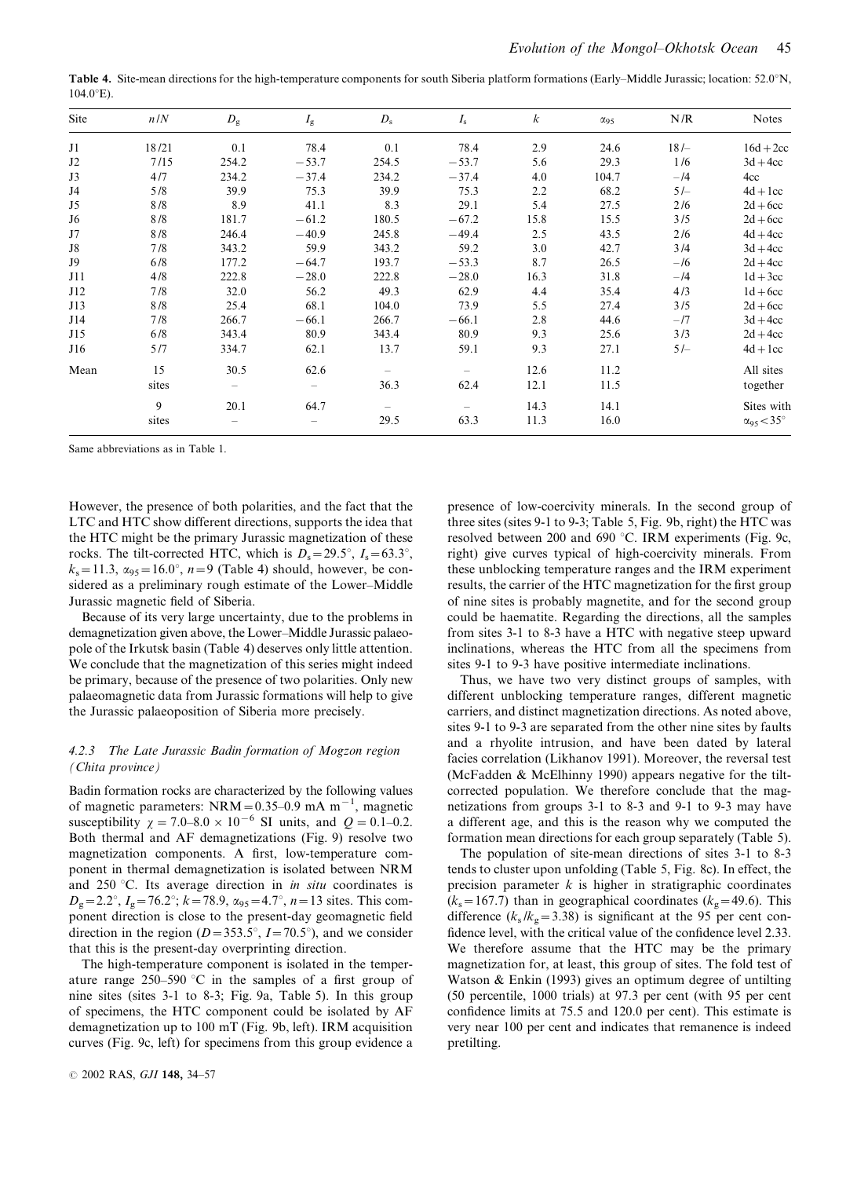**Table 4.** Site-mean directions for the high-temperature components for south Siberia platform formations (Early–Middle Jurassic; location: 52.0°N, 104.0°E).

| Site | $n/N$ | $D_g$ | $I_g$ | $D_s$ | $I_s$ | $k$ | $\alpha_{95}$ | N/R | Notes |
|---|---|---|---|---|---|---|---|---|---|
| J1 | 18/21 | 0.1 | 78.4 | 0.1 | 78.4 | 2.9 | 24.6 | 18/– | 16d + 2cc |
| J2 | 7/15 | 254.2 | −53.7 | 254.5 | −53.7 | 5.6 | 29.3 | 1/6 | 3d + 4cc |
| J3 | 4/7 | 234.2 | −37.4 | 234.2 | −37.4 | 4.0 | 104.7 | –/4 | 4cc |
| J4 | 5/8 | 39.9 | 75.3 | 39.9 | 75.3 | 2.2 | 68.2 | 5/– | 4d + 1cc |
| J5 | 8/8 | 8.9 | 41.1 | 8.3 | 29.1 | 5.4 | 27.5 | 2/6 | 2d + 6cc |
| J6 | 8/8 | 181.7 | −61.2 | 180.5 | −67.2 | 15.8 | 15.5 | 3/5 | 2d + 6cc |
| J7 | 8/8 | 246.4 | −40.9 | 245.8 | −49.4 | 2.5 | 43.5 | 2/6 | 4d + 4cc |
| J8 | 7/8 | 343.2 | 59.9 | 343.2 | 59.2 | 3.0 | 42.7 | 3/4 | 3d + 4cc |
| J9 | 6/8 | 177.2 | −64.7 | 193.7 | −53.3 | 8.7 | 26.5 | –/6 | 2d + 4cc |
| J11 | 4/8 | 222.8 | −28.0 | 222.8 | −28.0 | 16.3 | 31.8 | –/4 | 1d + 3cc |
| J12 | 7/8 | 32.0 | 56.2 | 49.3 | 62.9 | 4.4 | 35.4 | 4/3 | 1d + 6cc |
| J13 | 8/8 | 25.4 | 68.1 | 104.0 | 73.9 | 5.5 | 27.4 | 3/5 | 2d + 6cc |
| J14 | 7/8 | 266.7 | −66.1 | 266.7 | −66.1 | 2.8 | 44.6 | –/7 | 3d + 4cc |
| J15 | 6/8 | 343.4 | 80.9 | 343.4 | 80.9 | 9.3 | 25.6 | 3/3 | 2d + 4cc |
| J16 | 5/7 | 334.7 | 62.1 | 13.7 | 59.1 | 9.3 | 27.1 | 5/– | 4d + 1cc |
| Mean | 15 | 30.5 | 62.6 | – | – | 12.6 | 11.2 | | All sites |
| | sites | – | – | 36.3 | 62.4 | 12.1 | 11.5 | | together |
| | 9 | 20.1 | 64.7 | – | – | 14.3 | 14.1 | | Sites with |
| | sites | – | – | 29.5 | 63.3 | 11.3 | 16.0 | | $\alpha_{95} < 35°$ |

Same abbreviations as in Table 1.

However, the presence of both polarities, and the fact that the LTC and HTC show different directions, supports the idea that the HTC might be the primary Jurassic magnetization of these rocks. The tilt-corrected HTC, which is $D_s = 29.5°$, $I_s = 63.3°$, $k_s = 11.3$, $\alpha_{95} = 16.0°$, $n = 9$ (Table 4) should, however, be considered as a preliminary rough estimate of the Lower–Middle Jurassic magnetic field of Siberia.

Because of its very large uncertainty, due to the problems in demagnetization given above, the Lower–Middle Jurassic palaeopole of the Irkutsk basin (Table 4) deserves only little attention. We conclude that the magnetization of this series might indeed be primary, because of the presence of two polarities. Only new palaeomagnetic data from Jurassic formations will help to give the Jurassic palaeoposition of Siberia more precisely.

#### 4.2.3 The Late Jurassic Badin formation of Mogzon region (Chita province)

Badin formation rocks are characterized by the following values of magnetic parameters: NRM = 0.35–0.9 mA m$^{-1}$, magnetic susceptibility $\chi = 7.0$–$8.0 \times 10^{-6}$ SI units, and $Q = 0.1$–$0.2$. Both thermal and AF demagnetizations (Fig. 9) resolve two magnetization components. A first, low-temperature component in thermal demagnetization is isolated between NRM and 250 °C. Its average direction in *in situ* coordinates is $D_g = 2.2°$, $I_g = 76.2°$; $k = 78.9$, $\alpha_{95} = 4.7°$, $n = 13$ sites. This component direction is close to the present-day geomagnetic field direction in the region ($D = 353.5°$, $I = 70.5°$), and we consider that this is the present-day overprinting direction.

The high-temperature component is isolated in the temperature range 250–590 °C in the samples of a first group of nine sites (sites 3-1 to 8-3; Fig. 9a, Table 5). In this group of specimens, the HTC component could be isolated by AF demagnetization up to 100 mT (Fig. 9b, left). IRM acquisition curves (Fig. 9c, left) for specimens from this group evidence a presence of low-coercivity minerals. In the second group of three sites (sites 9-1 to 9-3; Table 5, Fig. 9b, right) the HTC was resolved between 200 and 690 °C. IRM experiments (Fig. 9c, right) give curves typical of high-coercivity minerals. From these unblocking temperature ranges and the IRM experiment results, the carrier of the HTC magnetization for the first group of nine sites is probably magnetite, and for the second group could be haematite. Regarding the directions, all the samples from sites 3-1 to 8-3 have a HTC with negative steep upward inclinations, whereas the HTC from all the specimens from sites 9-1 to 9-3 have positive intermediate inclinations.

Thus, we have two very distinct groups of samples, with different unblocking temperature ranges, different magnetic carriers, and distinct magnetization directions. As noted above, sites 9-1 to 9-3 are separated from the other nine sites by faults and a rhyolite intrusion, and have been dated by lateral facies correlation (Likhanov 1991). Moreover, the reversal test (McFadden & McElhinny 1990) appears negative for the tilt-corrected population. We therefore conclude that the magnetizations from groups 3-1 to 8-3 and 9-1 to 9-3 may have a different age, and this is the reason why we computed the formation mean directions for each group separately (Table 5).

The population of site-mean directions of sites 3-1 to 8-3 tends to cluster upon unfolding (Table 5, Fig. 8c). In effect, the precision parameter $k$ is higher in stratigraphic coordinates ($k_s = 167.7$) than in geographical coordinates ($k_g = 49.6$). This difference ($k_s/k_g = 3.38$) is significant at the 95 per cent confidence level, with the critical value of the confidence level 2.33. We therefore assume that the HTC may be the primary magnetization for, at least, this group of sites. The fold test of Watson & Enkin (1993) gives an optimum degree of untilting (50 percentile, 1000 trials) at 97.3 per cent (with 95 per cent confidence limits at 75.5 and 120.0 per cent). This estimate is very near 100 per cent and indicates that remanence is indeed pretilting.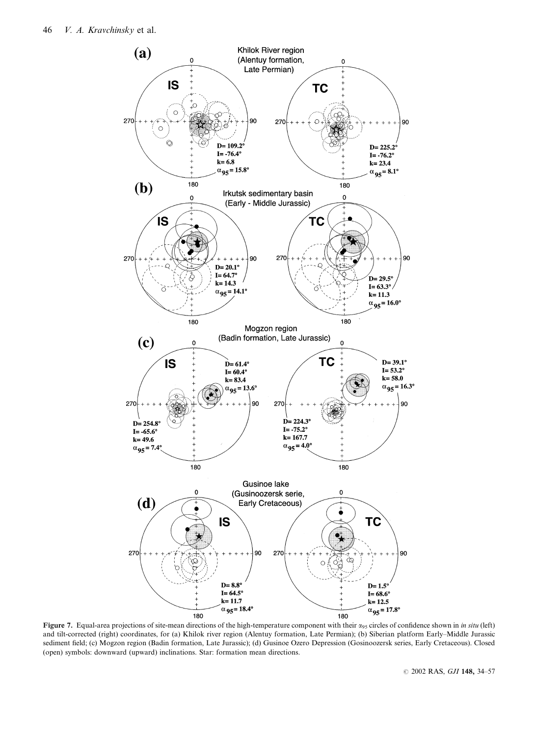**Figure 7.** Equal-area projections of site-mean directions of the high-temperature component with their $\alpha_{95}$ circles of confidence shown in *in situ* (left) and tilt-corrected (right) coordinates, for (a) Khilok river region (Alentuy formation, Late Permian); (b) Siberian platform Early–Middle Jurassic sediment field; (c) Mogzon region (Badin formation, Late Jurassic); (d) Gusinoe Ozero Depression (Gosinoozersk series, Early Cretaceous). Closed (open) symbols: downward (upward) inclinations. Star: formation mean directions.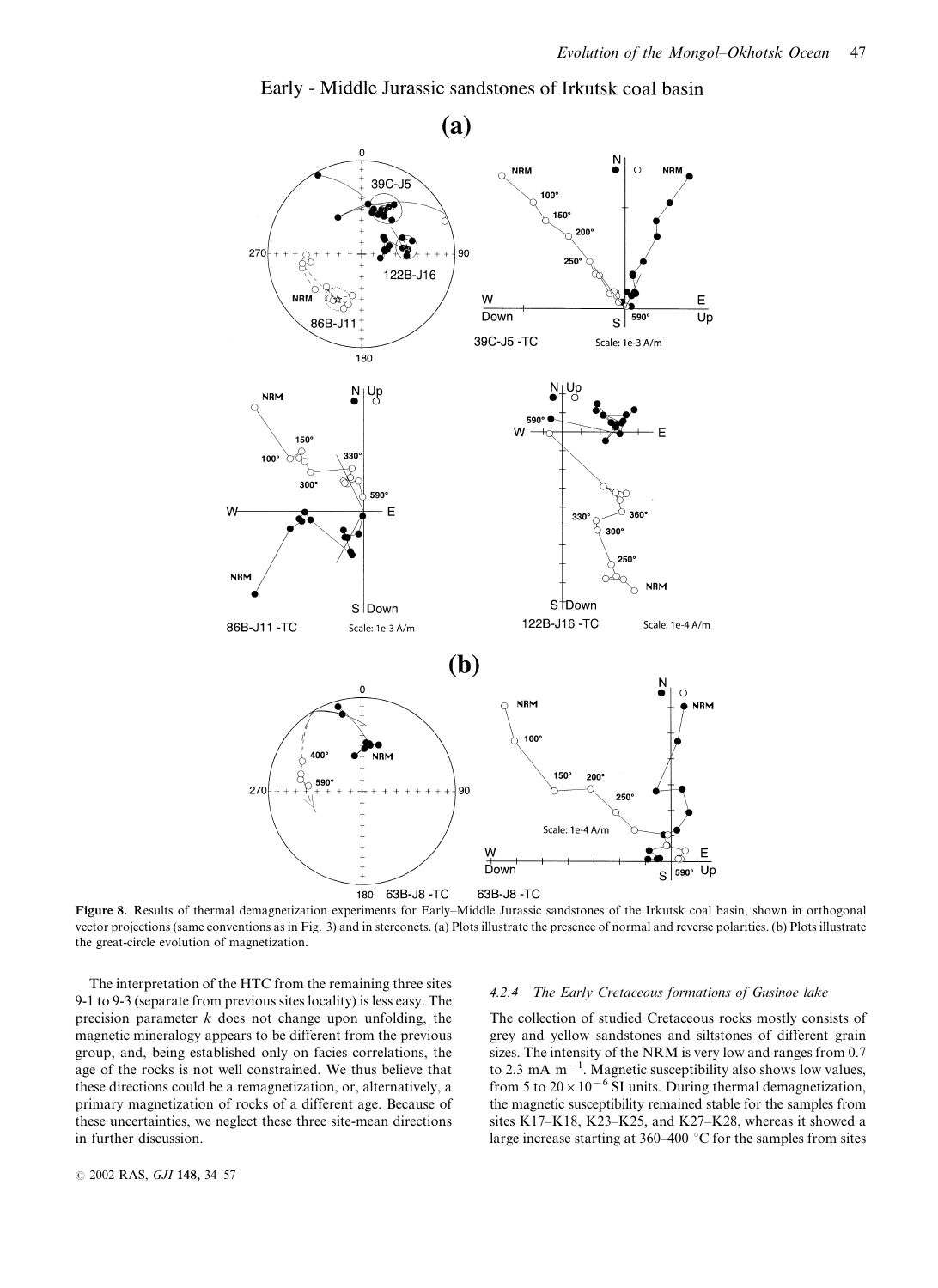Figure 8. Results of thermal demagnetization experiments for Early–Middle Jurassic sandstones of the Irkutsk coal basin, shown in orthogonal vector projections (same conventions as in Fig. 3) and in stereonets. (a) Plots illustrate the presence of normal and reverse polarities. (b) Plots illustrate the great-circle evolution of magnetization.

The interpretation of the HTC from the remaining three sites 9-1 to 9-3 (separate from previous sites locality) is less easy. The precision parameter $k$ does not change upon unfolding, the magnetic mineralogy appears to be different from the previous group, and, being established only on facies correlations, the age of the rocks is not well constrained. We thus believe that these directions could be a remagnetization, or, alternatively, a primary magnetization of rocks of a different age. Because of these uncertainties, we neglect these three site-mean directions in further discussion.

#### 4.2.4 The Early Cretaceous formations of Gusinoe lake

The collection of studied Cretaceous rocks mostly consists of grey and yellow sandstones and siltstones of different grain sizes. The intensity of the NRM is very low and ranges from 0.7 to 2.3 mA $m^{-1}$. Magnetic susceptibility also shows low values, from 5 to $20 \times 10^{-6}$ SI units. During thermal demagnetization, the magnetic susceptibility remained stable for the samples from sites K17–K18, K23–K25, and K27–K28, whereas it showed a large increase starting at 360–400 °C for the samples from sites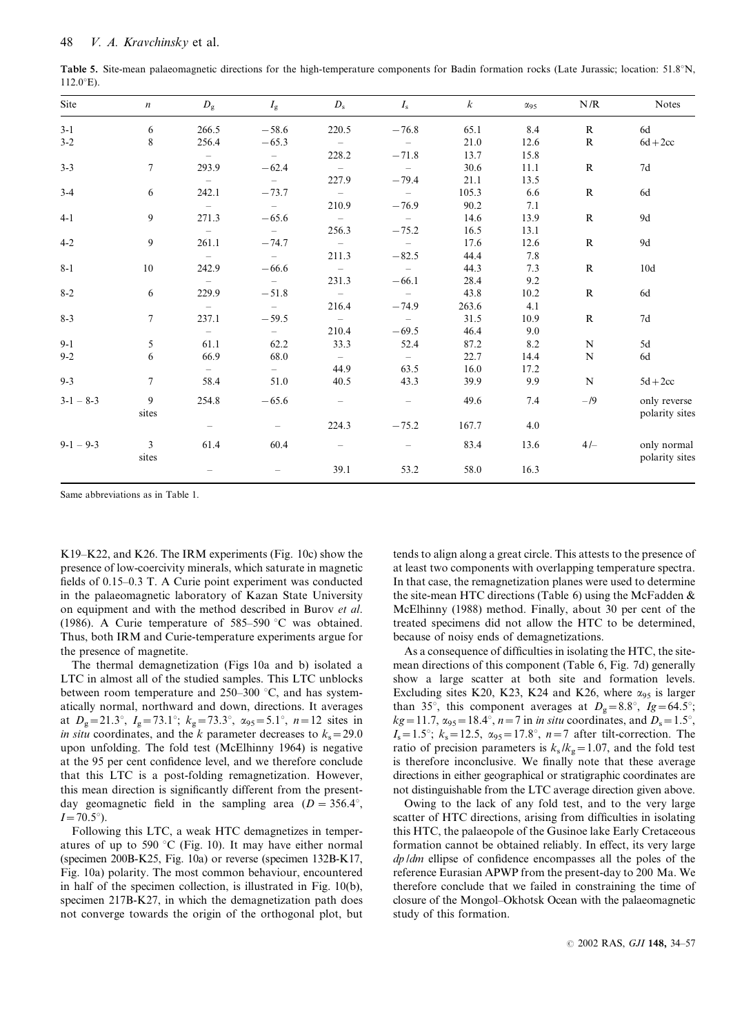**Table 5.** Site-mean palaeomagnetic directions for the high-temperature components for Badin formation rocks (Late Jurassic; location: 51.8°N, 112.0°E).

| Site | $n$ | $D_g$ | $I_g$ | $D_s$ | $I_s$ | $k$ | $\alpha_{95}$ | N/R | Notes |
|---|---|---|---|---|---|---|---|---|---|
| 3-1 | 6 | 266.5 | −58.6 | 220.5 | −76.8 | 65.1 | 8.4 | R | 6d |
| 3-2 | 8 | 256.4 | −65.3 | – | – | 21.0 | 12.6 | R | 6d + 2cc |
| | | – | – | 228.2 | −71.8 | 13.7 | 15.8 | | |
| 3-3 | 7 | 293.9 | −62.4 | – | – | 30.6 | 11.1 | R | 7d |
| | | – | – | 227.9 | −79.4 | 21.1 | 13.5 | | |
| 3-4 | 6 | 242.1 | −73.7 | – | – | 105.3 | 6.6 | R | 6d |
| | | – | – | 210.9 | −76.9 | 90.2 | 7.1 | | |
| 4-1 | 9 | 271.3 | −65.6 | – | – | 14.6 | 13.9 | R | 9d |
| | | – | – | 256.3 | −75.2 | 16.5 | 13.1 | | |
| 4-2 | 9 | 261.1 | −74.7 | – | – | 17.6 | 12.6 | R | 9d |
| | | – | – | 211.3 | −82.5 | 44.4 | 7.8 | | |
| 8-1 | 10 | 242.9 | −66.6 | – | – | 44.3 | 7.3 | R | 10d |
| | | – | – | 231.3 | −66.1 | 28.4 | 9.2 | | |
| 8-2 | 6 | 229.9 | −51.8 | – | – | 43.8 | 10.2 | R | 6d |
| | | – | – | 216.4 | −74.9 | 263.6 | 4.1 | | |
| 8-3 | 7 | 237.1 | −59.5 | – | – | 31.5 | 10.9 | R | 7d |
| | | – | – | 210.4 | −69.5 | 46.4 | 9.0 | | |
| 9-1 | 5 | 61.1 | 62.2 | 33.3 | 52.4 | 87.2 | 8.2 | N | 5d |
| 9-2 | 6 | 66.9 | 68.0 | – | – | 22.7 | 14.4 | N | 6d |
| | | – | – | 44.9 | 63.5 | 16.0 | 17.2 | | |
| 9-3 | 7 | 58.4 | 51.0 | 40.5 | 43.3 | 39.9 | 9.9 | N | 5d + 2cc |
| 3-1 – 8-3 | 9 sites | 254.8 | −65.6 | – | – | 49.6 | 7.4 | –/9 | only reverse polarity sites |
| | | – | – | 224.3 | −75.2 | 167.7 | 4.0 | | |
| 9-1 – 9-3 | 3 sites | 61.4 | 60.4 | – | – | 83.4 | 13.6 | 4/– | only normal polarity sites |
| | | – | – | 39.1 | 53.2 | 58.0 | 16.3 | | |

Same abbreviations as in Table 1.

K19–K22, and K26. The IRM experiments (Fig. 10c) show the presence of low-coercivity minerals, which saturate in magnetic fields of 0.15–0.3 T. A Curie point experiment was conducted in the palaeomagnetic laboratory of Kazan State University on equipment and with the method described in Burov *et al.* (1986). A Curie temperature of 585–590 °C was obtained. Thus, both IRM and Curie-temperature experiments argue for the presence of magnetite.

The thermal demagnetization (Figs 10a and b) isolated a LTC in almost all of the studied samples. This LTC unblocks between room temperature and 250–300 °C, and has systematically normal, northward and down, directions. It averages at $D_g=21.3°$, $I_g=73.1°$; $k_g=73.3°$, $\alpha_{95}=5.1°$, $n=12$ sites in *in situ* coordinates, and the *k* parameter decreases to $k_s=29.0$ upon unfolding. The fold test (McElhinny 1964) is negative at the 95 per cent confidence level, and we therefore conclude that this LTC is a post-folding remagnetization. However, this mean direction is significantly different from the present-day geomagnetic field in the sampling area ($D=356.4°$, $I=70.5°$).

Following this LTC, a weak HTC demagnetizes in temperatures of up to 590 °C (Fig. 10). It may have either normal (specimen 200B-K25, Fig. 10a) or reverse (specimen 132B-K17, Fig. 10a) polarity. The most common behaviour, encountered in half of the specimen collection, is illustrated in Fig. 10(b), specimen 217B-K27, in which the demagnetization path does not converge towards the origin of the orthogonal plot, but tends to align along a great circle. This attests to the presence of at least two components with overlapping temperature spectra. In that case, the remagnetization planes were used to determine the site-mean HTC directions (Table 6) using the McFadden & McElhinny (1988) method. Finally, about 30 per cent of the treated specimens did not allow the HTC to be determined, because of noisy ends of demagnetizations.

As a consequence of difficulties in isolating the HTC, the site-mean directions of this component (Table 6, Fig. 7d) generally show a large scatter at both site and formation levels. Excluding sites K20, K23, K24 and K26, where $\alpha_{95}$ is larger than 35°, this component averages at $D_g=8.8°$, $Ig=64.5°$; $kg=11.7$, $\alpha_{95}=18.4°$, $n=7$ in *in situ* coordinates, and $D_s=1.5°$, $I_s=1.5°$; $k_s=12.5$, $\alpha_{95}=17.8°$, $n=7$ after tilt-correction. The ratio of precision parameters is $k_s/k_g=1.07$, and the fold test is therefore inconclusive. We finally note that these average directions in either geographical or stratigraphic coordinates are not distinguishable from the LTC average direction given above.

Owing to the lack of any fold test, and to the very large scatter of HTC directions, arising from difficulties in isolating this HTC, the palaeopole of the Gusinoe lake Early Cretaceous formation cannot be obtained reliably. In effect, its very large *dp/dm* ellipse of confidence encompasses all the poles of the reference Eurasian APWP from the present-day to 200 Ma. We therefore conclude that we failed in constraining the time of closure of the Mongol–Okhotsk Ocean with the palaeomagnetic study of this formation.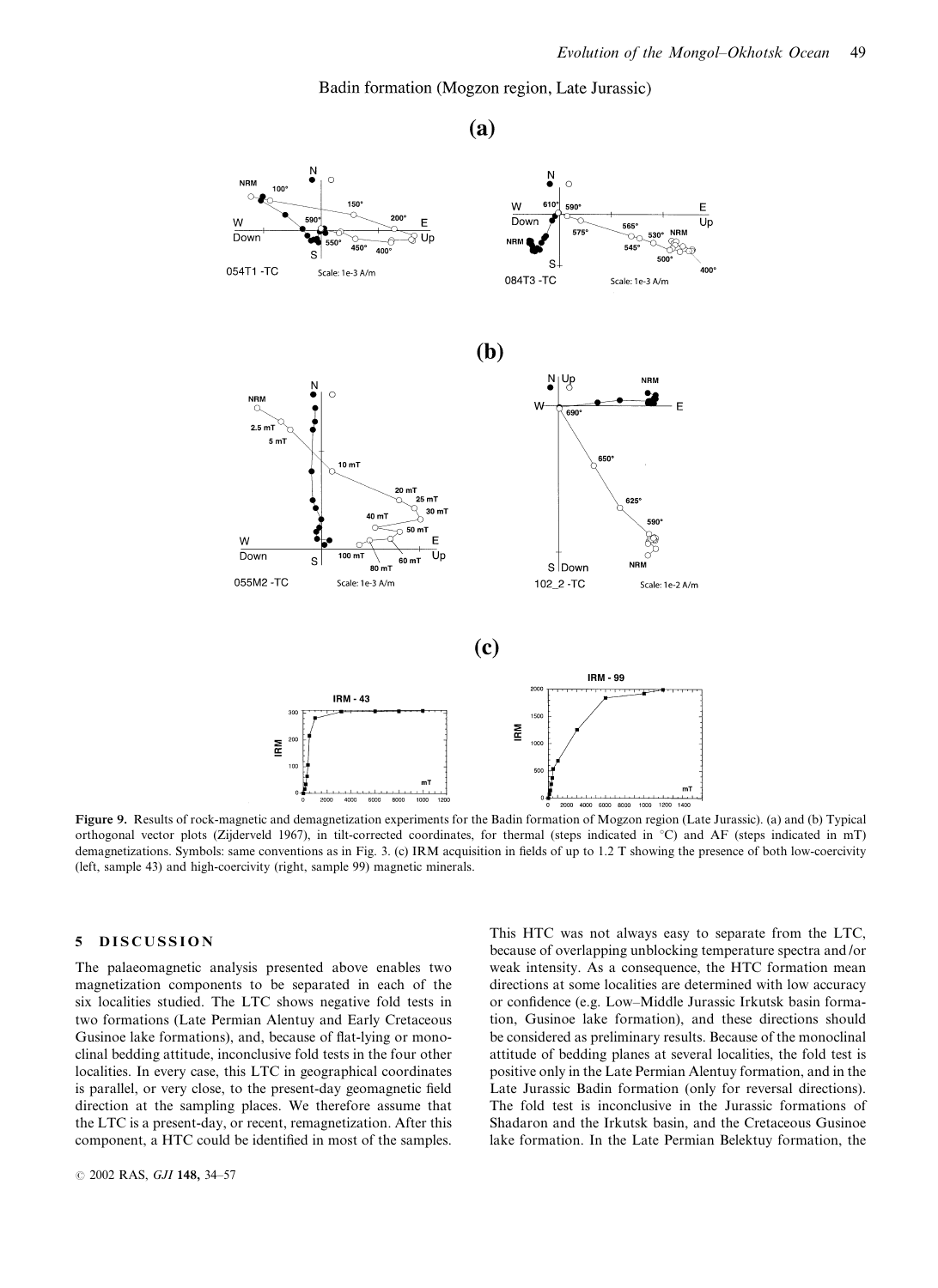Badin formation (Mogzon region, Late Jurassic)

**Figure 9.** Results of rock-magnetic and demagnetization experiments for the Badin formation of Mogzon region (Late Jurassic). (a) and (b) Typical orthogonal vector plots (Zijderveld 1967), in tilt-corrected coordinates, for thermal (steps indicated in °C) and AF (steps indicated in mT) demagnetizations. Symbols: same conventions as in Fig. 3. (c) IRM acquisition in fields of up to 1.2 T showing the presence of both low-coercivity (left, sample 43) and high-coercivity (right, sample 99) magnetic minerals.

## 5 DISCUSSION

The palaeomagnetic analysis presented above enables two magnetization components to be separated in each of the six localities studied. The LTC shows negative fold tests in two formations (Late Permian Alentuy and Early Cretaceous Gusinoe lake formations), and, because of flat-lying or monoclinal bedding attitude, inconclusive fold tests in the four other localities. In every case, this LTC in geographical coordinates is parallel, or very close, to the present-day geomagnetic field direction at the sampling places. We therefore assume that the LTC is a present-day, or recent, remagnetization. After this component, a HTC could be identified in most of the samples. This HTC was not always easy to separate from the LTC, because of overlapping unblocking temperature spectra and/or weak intensity. As a consequence, the HTC formation mean directions at some localities are determined with low accuracy or confidence (e.g. Low–Middle Jurassic Irkutsk basin formation, Gusinoe lake formation), and these directions should be considered as preliminary results. Because of the monoclinal attitude of bedding planes at several localities, the fold test is positive only in the Late Permian Alentuy formation, and in the Late Jurassic Badin formation (only for reversal directions). The fold test is inconclusive in the Jurassic formations of Shadaron and the Irkutsk basin, and the Cretaceous Gusinoe lake formation. In the Late Permian Belektuy formation, the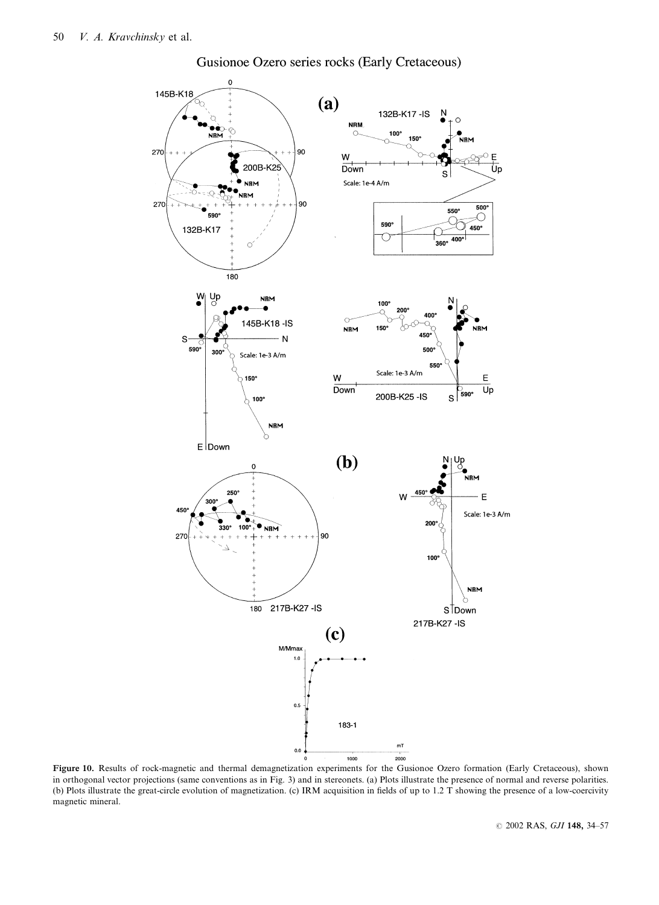Gusionoe Ozero series rocks (Early Cretaceous)

**Figure 10.** Results of rock-magnetic and thermal demagnetization experiments for the Gusionoe Ozero formation (Early Cretaceous), shown in orthogonal vector projections (same conventions as in Fig. 3) and in stereonets. (a) Plots illustrate the presence of normal and reverse polarities. (b) Plots illustrate the great-circle evolution of magnetization. (c) IRM acquisition in fields of up to 1.2 T showing the presence of a low-coercivity magnetic mineral.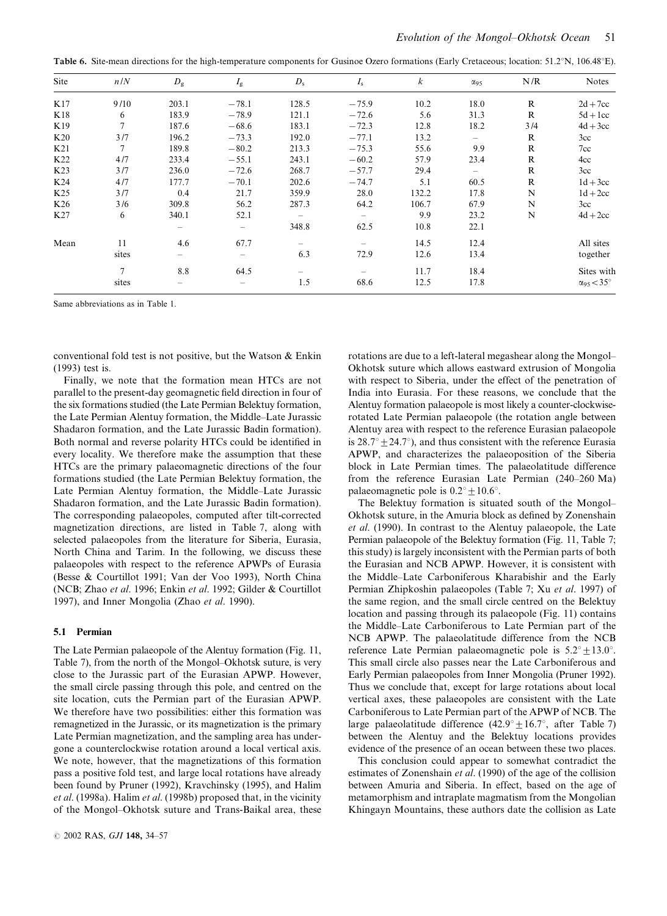**Table 6.** Site-mean directions for the high-temperature components for Gusinoe Ozero formations (Early Cretaceous; location: 51.2°N, 106.48°E).

| Site | $n/N$ | $D_g$ | $I_g$ | $D_s$ | $I_s$ | $k$ | $\alpha_{95}$ | N/R | Notes |
|---|---|---|---|---|---|---|---|---|---|
| K17 | 9/10 | 203.1 | −78.1 | 128.5 | −75.9 | 10.2 | 18.0 | R | 2d + 7cc |
| K18 | 6 | 183.9 | −78.9 | 121.1 | −72.6 | 5.6 | 31.3 | R | 5d + 1cc |
| K19 | 7 | 187.6 | −68.6 | 183.1 | −72.3 | 12.8 | 18.2 | 3/4 | 4d + 3cc |
| K20 | 3/7 | 196.2 | −73.3 | 192.0 | −77.1 | 13.2 | – | R | 3cc |
| K21 | 7 | 189.8 | −80.2 | 213.3 | −75.3 | 55.6 | 9.9 | R | 7cc |
| K22 | 4/7 | 233.4 | −55.1 | 243.1 | −60.2 | 57.9 | 23.4 | R | 4cc |
| K23 | 3/7 | 236.0 | −72.6 | 268.7 | −57.7 | 29.4 | – | R | 3cc |
| K24 | 4/7 | 177.7 | −70.1 | 202.6 | −74.7 | 5.1 | 60.5 | R | 1d + 3cc |
| K25 | 3/7 | 0.4 | 21.7 | 359.9 | 28.0 | 132.2 | 17.8 | N | 1d + 2cc |
| K26 | 3/6 | 309.8 | 56.2 | 287.3 | 64.2 | 106.7 | 67.9 | N | 3cc |
| K27 | 6 | 340.1 | 52.1 | – | – | 9.9 | 23.2 | N | 4d + 2cc |
| | | – | – | 348.8 | 62.5 | 10.8 | 22.1 | | |
| Mean | 11 | 4.6 | 67.7 | – | – | 14.5 | 12.4 | | All sites |
| | sites | – | – | 6.3 | 72.9 | 12.6 | 13.4 | | together |
| | 7 | 8.8 | 64.5 | – | – | 11.7 | 18.4 | | Sites with |
| | sites | – | – | 1.5 | 68.6 | 12.5 | 17.8 | | $\alpha_{95} < 35°$ |

Same abbreviations as in Table 1.

conventional fold test is not positive, but the Watson & Enkin (1993) test is.

Finally, we note that the formation mean HTCs are not parallel to the present-day geomagnetic field direction in four of the six formations studied (the Late Permian Belektuy formation, the Late Permian Alentuy formation, the Middle–Late Jurassic Shadaron formation, and the Late Jurassic Badin formation). Both normal and reverse polarity HTCs could be identified in every locality. We therefore make the assumption that these HTCs are the primary palaeomagnetic directions of the four formations studied (the Late Permian Belektuy formation, the Late Permian Alentuy formation, the Middle–Late Jurassic Shadaron formation, and the Late Jurassic Badin formation). The corresponding palaeopoles, computed after tilt-corrected magnetization directions, are listed in Table 7, along with selected palaeopoles from the literature for Siberia, Eurasia, North China and Tarim. In the following, we discuss these palaeopoles with respect to the reference APWPs of Eurasia (Besse & Courtillot 1991; Van der Voo 1993), North China (NCB; Zhao *et al.* 1996; Enkin *et al.* 1992; Gilder & Courtillot 1997), and Inner Mongolia (Zhao *et al.* 1990).

### 5.1 Permian

The Late Permian palaeopole of the Alentuy formation (Fig. 11, Table 7), from the north of the Mongol–Okhotsk suture, is very close to the Jurassic part of the Eurasian APWP. However, the small circle passing through this pole, and centred on the site location, cuts the Permian part of the Eurasian APWP. We therefore have two possibilities: either this formation was remagnetized in the Jurassic, or its magnetization is the primary Late Permian magnetization, and the sampling area has undergone a counterclockwise rotation around a local vertical axis. We note, however, that the magnetizations of this formation pass a positive fold test, and large local rotations have already been found by Pruner (1992), Kravchinsky (1995), and Halim *et al.* (1998a). Halim *et al.* (1998b) proposed that, in the vicinity of the Mongol–Okhotsk suture and Trans-Baikal area, these rotations are due to a left-lateral megashear along the Mongol–Okhotsk suture which allows eastward extrusion of Mongolia with respect to Siberia, under the effect of the penetration of India into Eurasia. For these reasons, we conclude that the Alentuy formation palaeopole is most likely a counter-clockwise-rotated Late Permian palaeopole (the rotation angle between Alentuy area with respect to the reference Eurasian palaeopole is $28.7° \pm 24.7°$), and thus consistent with the reference Eurasia APWP, and characterizes the palaeoposition of the Siberia block in Late Permian times. The palaeolatitude difference from the reference Eurasian Late Permian (240–260 Ma) palaeomagnetic pole is $0.2° \pm 10.6°$.

The Belektuy formation is situated south of the Mongol–Okhotsk suture, in the Amuria block as defined by Zonenshain *et al.* (1990). In contrast to the Alentuy palaeopole, the Late Permian palaeopole of the Belektuy formation (Fig. 11, Table 7; this study) is largely inconsistent with the Permian parts of both the Eurasian and NCB APWP. However, it is consistent with the Middle–Late Carboniferous Kharabishir and the Early Permian Zhipkoshin palaeopoles (Table 7; Xu *et al.* 1997) of the same region, and the small circle centred on the Belektuy location and passing through its palaeopole (Fig. 11) contains the Middle–Late Carboniferous to Late Permian part of the NCB APWP. The palaeolatitude difference from the NCB reference Late Permian palaeomagnetic pole is $5.2° \pm 13.0°$. This small circle also passes near the Late Carboniferous and Early Permian palaeopoles from Inner Mongolia (Pruner 1992). Thus we conclude that, except for large rotations about local vertical axes, these palaeopoles are consistent with the Late Carboniferous to Late Permian part of the APWP of NCB. The large palaeolatitude difference ($42.9° \pm 16.7°$, after Table 7) between the Alentuy and the Belektuy locations provides evidence of the presence of an ocean between these two places.

This conclusion could appear to somewhat contradict the estimates of Zonenshain *et al.* (1990) of the age of the collision between Amuria and Siberia. In effect, based on the age of metamorphism and intraplate magmatism from the Mongolian Khingayn Mountains, these authors date the collision as Late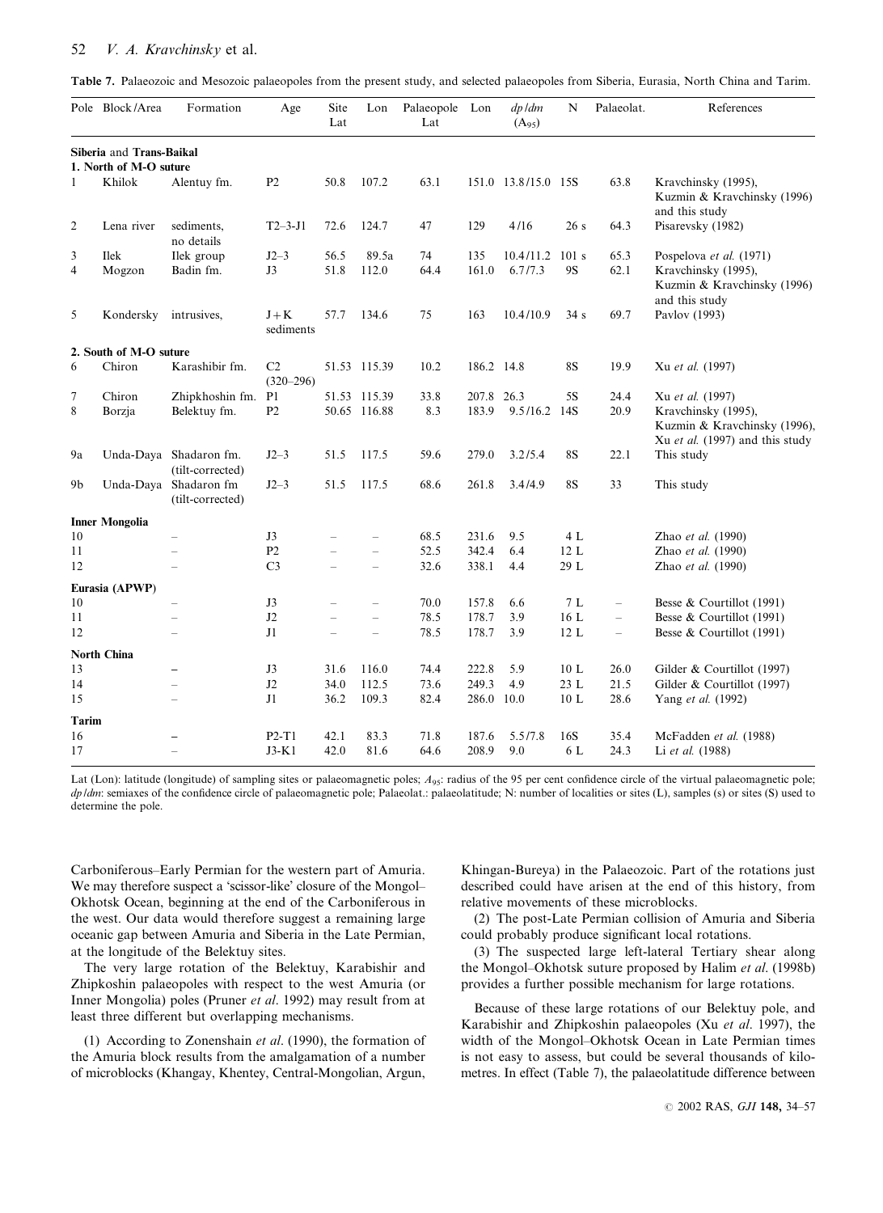**Table 7.** Palaeozoic and Mesozoic palaeopoles from the present study, and selected palaeopoles from Siberia, Eurasia, North China and Tarim.

| Pole | Block/Area | Formation | Age | Site Lat | Lon | Palaeopole Lat | Lon | $dp/dm$ ($A_{95}$) | N | Palaeolat. | References |
|---|---|---|---|---|---|---|---|---|---|---|---|
| **Siberia and Trans-Baikal** | | | | | | | | | | | |
| **1. North of M-O suture** | | | | | | | | | | | |
| 1 | Khilok | Alentuy fm. | P2 | 50.8 | 107.2 | 63.1 | 151.0 | 13.8/15.0 | 15S | 63.8 | Kravchinsky (1995), Kuzmin & Kravchinsky (1996) and this study |
| 2 | Lena river | sediments, no details | T2–3-J1 | 72.6 | 124.7 | 47 | 129 | 4/16 | 26 s | 64.3 | Pisarevsky (1982) |
| 3 | Ilek | Ilek group | J2–3 | 56.5 | 89.5a | 74 | 135 | 10.4/11.2 | 101 s | 65.3 | Pospelova *et al.* (1971) |
| 4 | Mogzon | Badin fm. | J3 | 51.8 | 112.0 | 64.4 | 161.0 | 6.7/7.3 | 9S | 62.1 | Kravchinsky (1995), Kuzmin & Kravchinsky (1996) and this study |
| 5 | Kondersky | intrusives, | J+K sediments | 57.7 | 134.6 | 75 | 163 | 10.4/10.9 | 34 s | 69.7 | Pavlov (1993) |
| **2. South of M-O suture** | | | | | | | | | | | |
| 6 | Chiron | Karashibir fm. | C2 (320–296) | 51.53 | 115.39 | 10.2 | 186.2 | 14.8 | 8S | 19.9 | Xu *et al.* (1997) |
| 7 | Chiron | Zhipkhoshin fm. | P1 | 51.53 | 115.39 | 33.8 | 207.8 | 26.3 | 5S | 24.4 | Xu *et al.* (1997) |
| 8 | Borzja | Belektuy fm. | P2 | 50.65 | 116.88 | 8.3 | 183.9 | 9.5/16.2 | 14S | 20.9 | Kravchinsky (1995), Kuzmin & Kravchinsky (1996), Xu *et al.* (1997) and this study |
| 9a | Unda-Daya | Shadaron fm. (tilt-corrected) | J2–3 | 51.5 | 117.5 | 59.6 | 279.0 | 3.2/5.4 | 8S | 22.1 | This study |
| 9b | Unda-Daya | Shadaron fm (tilt-corrected) | J2–3 | 51.5 | 117.5 | 68.6 | 261.8 | 3.4/4.9 | 8S | 33 | This study |
| **Inner Mongolia** | | | | | | | | | | | |
| 10 | | – | J3 | – | – | 68.5 | 231.6 | 9.5 | 4 L | | Zhao *et al.* (1990) |
| 11 | | – | P2 | – | – | 52.5 | 342.4 | 6.4 | 12 L | | Zhao *et al.* (1990) |
| 12 | | – | C3 | – | – | 32.6 | 338.1 | 4.4 | 29 L | | Zhao *et al.* (1990) |
| **Eurasia (APWP)** | | | | | | | | | | | |
| 10 | | – | J3 | – | – | 70.0 | 157.8 | 6.6 | 7 L | – | Besse & Courtillot (1991) |
| 11 | | – | J2 | – | – | 78.5 | 178.7 | 3.9 | 16 L | – | Besse & Courtillot (1991) |
| 12 | | – | J1 | – | – | 78.5 | 178.7 | 3.9 | 12 L | – | Besse & Courtillot (1991) |
| **North China** | | | | | | | | | | | |
| 13 | | – | J3 | 31.6 | 116.0 | 74.4 | 222.8 | 5.9 | 10 L | 26.0 | Gilder & Courtillot (1997) |
| 14 | | – | J2 | 34.0 | 112.5 | 73.6 | 249.3 | 4.9 | 23 L | 21.5 | Gilder & Courtillot (1997) |
| 15 | | – | J1 | 36.2 | 109.3 | 82.4 | 286.0 | 10.0 | 10 L | 28.6 | Yang *et al.* (1992) |
| **Tarim** | | | | | | | | | | | |
| 16 | | – | P2-T1 | 42.1 | 83.3 | 71.8 | 187.6 | 5.5/7.8 | 16S | 35.4 | McFadden *et al.* (1988) |
| 17 | | – | J3-K1 | 42.0 | 81.6 | 64.6 | 208.9 | 9.0 | 6 L | 24.3 | Li *et al.* (1988) |

Lat (Lon): latitude (longitude) of sampling sites or palaeomagnetic poles; $A_{95}$: radius of the 95 per cent confidence circle of the virtual palaeomagnetic pole; $dp/dm$: semiaxes of the confidence circle of palaeomagnetic pole; Palaeolat.: palaeolatitude; N: number of localities or sites (L), samples (s) or sites (S) used to determine the pole.

Carboniferous–Early Permian for the western part of Amuria. We may therefore suspect a 'scissor-like' closure of the Mongol–Okhotsk Ocean, beginning at the end of the Carboniferous in the west. Our data would therefore suggest a remaining large oceanic gap between Amuria and Siberia in the Late Permian, at the longitude of the Belektuy sites.

The very large rotation of the Belektuy, Karabishir and Zhipkoshin palaeopoles with respect to the west Amuria (or Inner Mongolia) poles (Pruner *et al*. 1992) may result from at least three different but overlapping mechanisms.

(1) According to Zonenshain *et al*. (1990), the formation of the Amuria block results from the amalgamation of a number of microblocks (Khangay, Khentey, Central-Mongolian, Argun, Khingan-Bureya) in the Palaeozoic. Part of the rotations just described could have arisen at the end of this history, from relative movements of these microblocks.

(2) The post-Late Permian collision of Amuria and Siberia could probably produce significant local rotations.

(3) The suspected large left-lateral Tertiary shear along the Mongol–Okhotsk suture proposed by Halim *et al*. (1998b) provides a further possible mechanism for large rotations.

Because of these large rotations of our Belektuy pole, and Karabishir and Zhipkoshin palaeopoles (Xu *et al*. 1997), the width of the Mongol–Okhotsk Ocean in Late Permian times is not easy to assess, but could be several thousands of kilometres. In effect (Table 7), the palaeolatitude difference between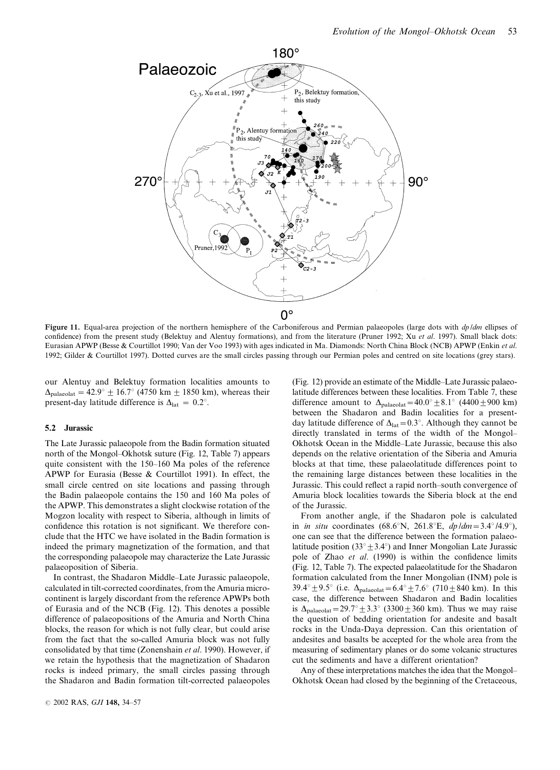**Figure 11.** Equal-area projection of the northern hemisphere of the Carboniferous and Permian palaeopoles (large dots with *dp*/*dm* ellipses of confidence) from the present study (Belektuy and Alentuy formations), and from the literature (Pruner 1992; Xu *et al.* 1997). Small black dots: Eurasian APWP (Besse & Courtillot 1990; Van der Voo 1993) with ages indicated in Ma. Diamonds: North China Block (NCB) APWP (Enkin *et al.* 1992; Gilder & Courtillot 1997). Dotted curves are the small circles passing through our Permian poles and centred on site locations (grey stars).

our Alentuy and Belektuy formation localities amounts to $\Delta_{\text{palaeolat}} = 42.9^\circ \pm 16.7^\circ$ (4750 km $\pm$ 1850 km), whereas their present-day latitude difference is $\Delta_{\text{lat}} = 0.2^\circ$.

### 5.2 Jurassic

The Late Jurassic palaeopole from the Badin formation situated north of the Mongol–Okhotsk suture (Fig. 12, Table 7) appears quite consistent with the 150–160 Ma poles of the reference APWP for Eurasia (Besse & Courtillot 1991). In effect, the small circle centred on site locations and passing through the Badin palaeopole contains the 150 and 160 Ma poles of the APWP. This demonstrates a slight clockwise rotation of the Mogzon locality with respect to Siberia, although in limits of confidence this rotation is not significant. We therefore conclude that the HTC we have isolated in the Badin formation is indeed the primary magnetization of the formation, and that the corresponding palaeopole may characterize the Late Jurassic palaeoposition of Siberia.

In contrast, the Shadaron Middle–Late Jurassic palaeopole, calculated in tilt-corrected coordinates, from the Amuria microcontinent is largely discordant from the reference APWPs both of Eurasia and of the NCB (Fig. 12). This denotes a possible difference of palaeopositions of the Amuria and North China blocks, the reason for which is not fully clear, but could arise from the fact that the so-called Amuria block was not fully consolidated by that time (Zonenshain *et al*. 1990). However, if we retain the hypothesis that the magnetization of Shadaron rocks is indeed primary, the small circles passing through the Shadaron and Badin formation tilt-corrected palaeopoles (Fig. 12) provide an estimate of the Middle–Late Jurassic palaeolatitude differences between these localities. From Table 7, these difference amount to $\Delta_{\text{palaeolat}} = 40.0^\circ \pm 8.1^\circ$ (4400 $\pm$ 900 km) between the Shadaron and Badin localities for a present-day latitude difference of $\Delta_{\text{lat}} = 0.3^\circ$. Although they cannot be directly translated in terms of the width of the Mongol–Okhotsk Ocean in the Middle–Late Jurassic, because this also depends on the relative orientation of the Siberia and Amuria blocks at that time, these palaeolatitude differences point to the remaining large distances between these localities in the Jurassic. This could reflect a rapid north–south convergence of Amuria block localities towards the Siberia block at the end of the Jurassic.

From another angle, if the Shadaron pole is calculated in *in situ* coordinates (68.6°N, 261.8°E, $dp/dm = 3.4^\circ/4.9^\circ$), one can see that the difference between the formation palaeolatitude position ($33^\circ \pm 3.4^\circ$) and Inner Mongolian Late Jurassic pole of Zhao *et al.* (1990) is within the confidence limits (Fig. 12, Table 7). The expected palaeolatitude for the Shadaron formation calculated from the Inner Mongolian (INM) pole is $39.4^\circ \pm 9.5^\circ$ (i.e. $\Delta_{\text{palaeolat}} = 6.4^\circ \pm 7.6^\circ$ (710 $\pm$ 840 km). In this case, the difference between Shadaron and Badin localities is $\Delta_{\text{palaeolat}} = 29.7^\circ \pm 3.3^\circ$ (3300 $\pm$ 360 km). Thus we may raise the question of bedding orientation for andesite and basalt rocks in the Unda-Daya depression. Can this orientation of andesites and basalts be accepted for the whole area from the measuring of sedimentary planes or do some volcanic structures cut the sediments and have a different orientation?

Any of these interpretations matches the idea that the Mongol–Okhotsk Ocean had closed by the beginning of the Cretaceous,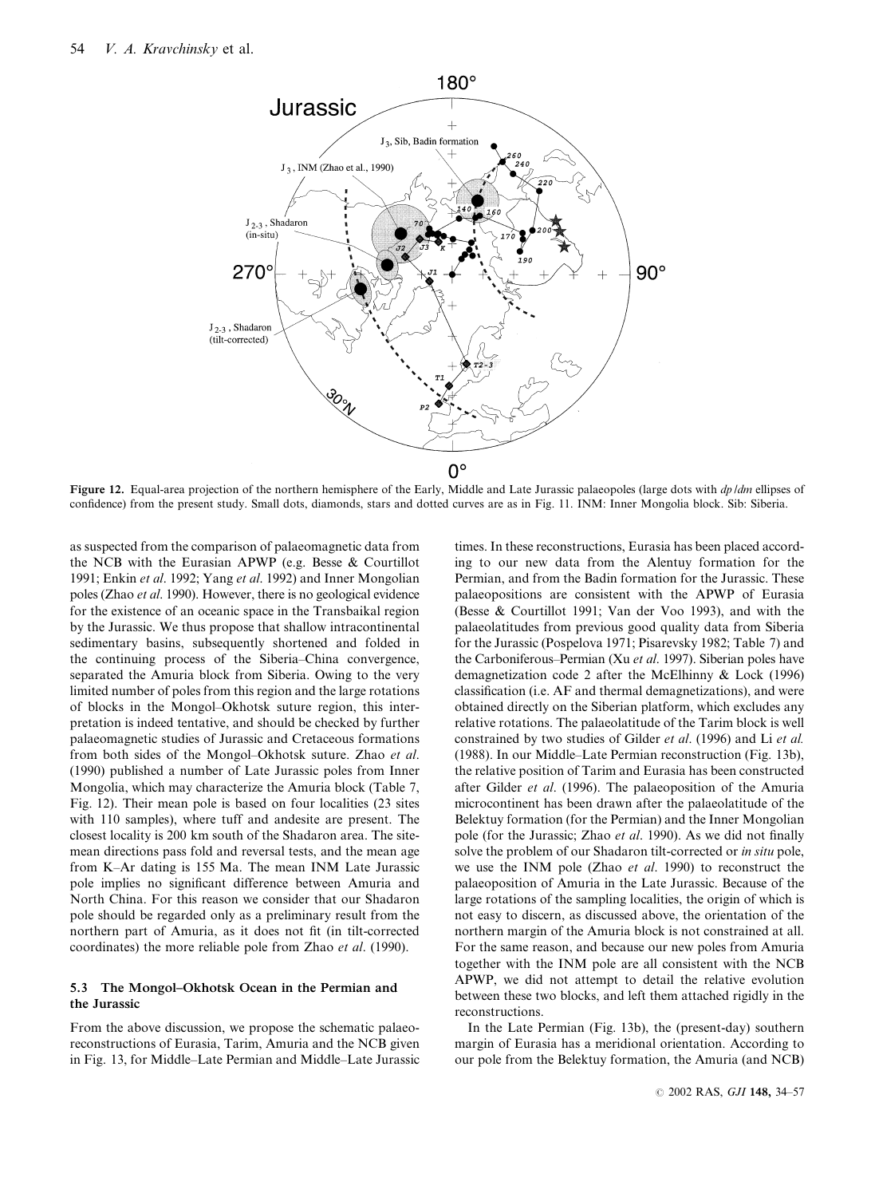**Figure 12.** Equal-area projection of the northern hemisphere of the Early, Middle and Late Jurassic palaeopoles (large dots with *dp/dm* ellipses of confidence) from the present study. Small dots, diamonds, stars and dotted curves are as in Fig. 11. INM: Inner Mongolia block. Sib: Siberia.

as suspected from the comparison of palaeomagnetic data from the NCB with the Eurasian APWP (e.g. Besse & Courtillot 1991; Enkin *et al*. 1992; Yang *et al*. 1992) and Inner Mongolian poles (Zhao *et al*. 1990). However, there is no geological evidence for the existence of an oceanic space in the Transbaikal region by the Jurassic. We thus propose that shallow intracontinental sedimentary basins, subsequently shortened and folded in the continuing process of the Siberia–China convergence, separated the Amuria block from Siberia. Owing to the very limited number of poles from this region and the large rotations of blocks in the Mongol–Okhotsk suture region, this interpretation is indeed tentative, and should be checked by further palaeomagnetic studies of Jurassic and Cretaceous formations from both sides of the Mongol–Okhotsk suture. Zhao *et al*. (1990) published a number of Late Jurassic poles from Inner Mongolia, which may characterize the Amuria block (Table 7, Fig. 12). Their mean pole is based on four localities (23 sites with 110 samples), where tuff and andesite are present. The closest locality is 200 km south of the Shadaron area. The site-mean directions pass fold and reversal tests, and the mean age from K–Ar dating is 155 Ma. The mean INM Late Jurassic pole implies no significant difference between Amuria and North China. For this reason we consider that our Shadaron pole should be regarded only as a preliminary result from the northern part of Amuria, as it does not fit (in tilt-corrected coordinates) the more reliable pole from Zhao *et al*. (1990).

### 5.3 The Mongol–Okhotsk Ocean in the Permian and the Jurassic

From the above discussion, we propose the schematic palaeoreconstructions of Eurasia, Tarim, Amuria and the NCB given in Fig. 13, for Middle–Late Permian and Middle–Late Jurassic times. In these reconstructions, Eurasia has been placed according to our new data from the Alentuy formation for the Permian, and from the Badin formation for the Jurassic. These palaeopositions are consistent with the APWP of Eurasia (Besse & Courtillot 1991; Van der Voo 1993), and with the palaeolatitudes from previous good quality data from Siberia for the Jurassic (Pospelova 1971; Pisarevsky 1982; Table 7) and the Carboniferous–Permian (Xu *et al*. 1997). Siberian poles have demagnetization code 2 after the McElhinny & Lock (1996) classification (i.e. AF and thermal demagnetizations), and were obtained directly on the Siberian platform, which excludes any relative rotations. The palaeolatitude of the Tarim block is well constrained by two studies of Gilder *et al*. (1996) and Li *et al.* (1988). In our Middle–Late Permian reconstruction (Fig. 13b), the relative position of Tarim and Eurasia has been constructed after Gilder *et al*. (1996). The palaeoposition of the Amuria microcontinent has been drawn after the palaeolatitude of the Belektuy formation (for the Permian) and the Inner Mongolian pole (for the Jurassic; Zhao *et al*. 1990). As we did not finally solve the problem of our Shadaron tilt-corrected or *in situ* pole, we use the INM pole (Zhao *et al*. 1990) to reconstruct the palaeoposition of Amuria in the Late Jurassic. Because of the large rotations of the sampling localities, the origin of which is not easy to discern, as discussed above, the orientation of the northern margin of the Amuria block is not constrained at all. For the same reason, and because our new poles from Amuria together with the INM pole are all consistent with the NCB APWP, we did not attempt to detail the relative evolution between these two blocks, and left them attached rigidly in the reconstructions.

In the Late Permian (Fig. 13b), the (present-day) southern margin of Eurasia has a meridional orientation. According to our pole from the Belektuy formation, the Amuria (and NCB)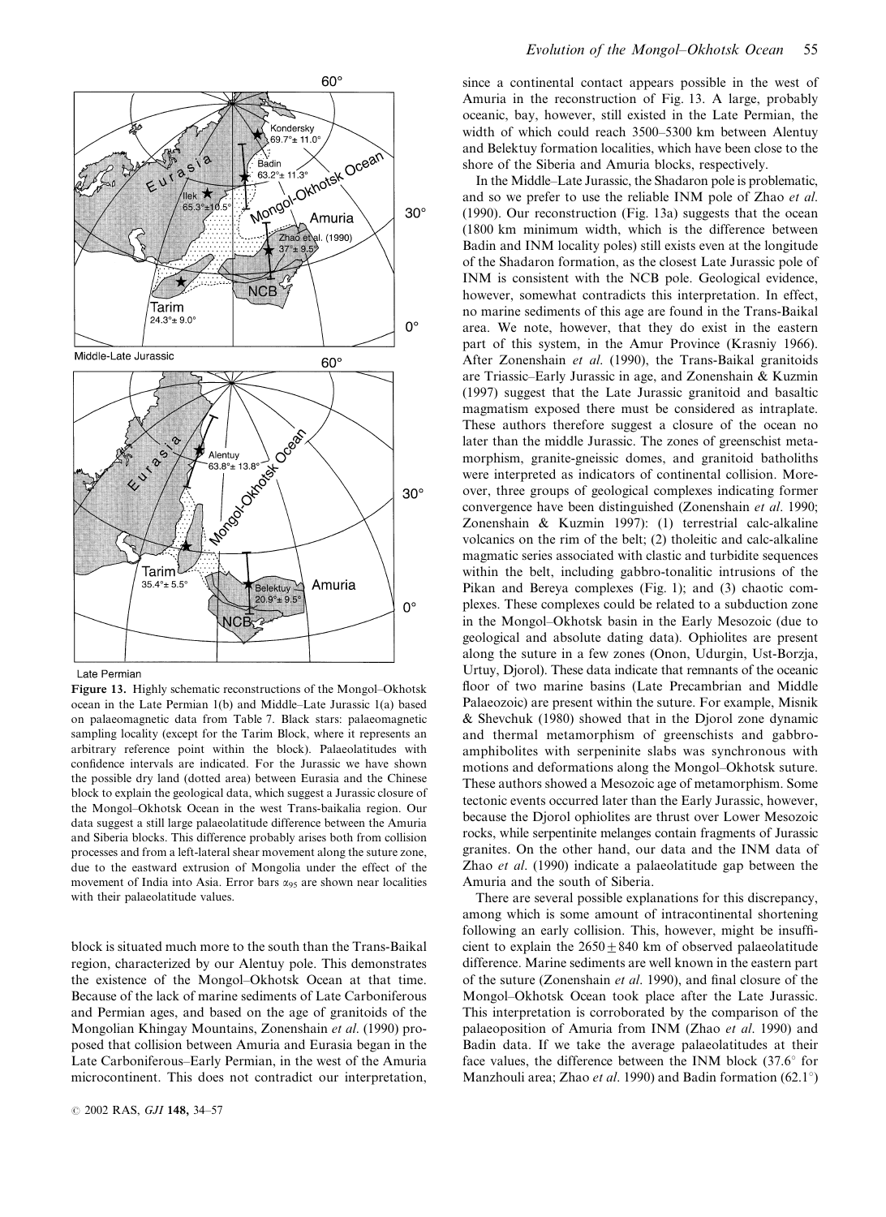Middle–Late Jurassic

Late Permian

**Figure 13.** Highly schematic reconstructions of the Mongol–Okhotsk ocean in the Late Permian 1(b) and Middle–Late Jurassic 1(a) based on palaeomagnetic data from Table 7. Black stars: palaeomagnetic sampling locality (except for the Tarim Block, where it represents an arbitrary reference point within the block). Palaeolatitudes with confidence intervals are indicated. For the Jurassic we have shown the possible dry land (dotted area) between Eurasia and the Chinese block to explain the geological data, which suggest a Jurassic closure of the Mongol–Okhotsk Ocean in the west Trans-baikalia region. Our data suggest a still large palaeolatitude difference between the Amuria and Siberia blocks. This difference probably arises both from collision processes and from a left-lateral shear movement along the suture zone, due to the eastward extrusion of Mongolia under the effect of the movement of India into Asia. Error bars $\alpha_{95}$ are shown near localities with their palaeolatitude values.

block is situated much more to the south than the Trans-Baikal region, characterized by our Alentuy pole. This demonstrates the existence of the Mongol–Okhotsk Ocean at that time. Because of the lack of marine sediments of Late Carboniferous and Permian ages, and based on the age of granitoids of the Mongolian Khingay Mountains, Zonenshain *et al.* (1990) proposed that collision between Amuria and Eurasia began in the Late Carboniferous–Early Permian, in the west of the Amuria microcontinent. This does not contradict our interpretation, since a continental contact appears possible in the west of Amuria in the reconstruction of Fig. 13. A large, probably oceanic, bay, however, still existed in the Late Permian, the width of which could reach 3500–5300 km between Alentuy and Belektuy formation localities, which have been close to the shore of the Siberia and Amuria blocks, respectively.

In the Middle–Late Jurassic, the Shadaron pole is problematic, and so we prefer to use the reliable INM pole of Zhao *et al.* (1990). Our reconstruction (Fig. 13a) suggests that the ocean (1800 km minimum width, which is the difference between Badin and INM locality poles) still exists even at the longitude of the Shadaron formation, as the closest Late Jurassic pole of INM is consistent with the NCB pole. Geological evidence, however, somewhat contradicts this interpretation. In effect, no marine sediments of this age are found in the Trans-Baikal area. We note, however, that they do exist in the eastern part of this system, in the Amur Province (Krasniy 1966). After Zonenshain *et al.* (1990), the Trans-Baikal granitoids are Triassic–Early Jurassic in age, and Zonenshain & Kuzmin (1997) suggest that the Late Jurassic granitoid and basaltic magmatism exposed there must be considered as intraplate. These authors therefore suggest a closure of the ocean no later than the middle Jurassic. The zones of greenschist metamorphism, granite-gneissic domes, and granitoid batholiths were interpreted as indicators of continental collision. Moreover, three groups of geological complexes indicating former convergence have been distinguished (Zonenshain *et al.* 1990; Zonenshain & Kuzmin 1997): (1) terrestrial calc-alkaline volcanics on the rim of the belt; (2) tholeitic and calc-alkaline magmatic series associated with clastic and turbidite sequences within the belt, including gabbro-tonalitic intrusions of the Pikan and Bereya complexes (Fig. 1); and (3) chaotic complexes. These complexes could be related to a subduction zone in the Mongol–Okhotsk basin in the Early Mesozoic (due to geological and absolute dating data). Ophiolites are present along the suture in a few zones (Onon, Udurgin, Ust-Borzja, Urtuy, Djorol). These data indicate that remnants of the oceanic floor of two marine basins (Late Precambrian and Middle Palaeozoic) are present within the suture. For example, Misnik & Shevchuk (1980) showed that in the Djorol zone dynamic and thermal metamorphism of greenschists and gabbro-amphibolites with serpeninite slabs was synchronous with motions and deformations along the Mongol–Okhotsk suture. These authors showed a Mesozoic age of metamorphism. Some tectonic events occurred later than the Early Jurassic, however, because the Djorol ophiolites are thrust over Lower Mesozoic rocks, while serpentinite melanges contain fragments of Jurassic granites. On the other hand, our data and the INM data of Zhao *et al.* (1990) indicate a palaeolatitude gap between the Amuria and the south of Siberia.

There are several possible explanations for this discrepancy, among which is some amount of intracontinental shortening following an early collision. This, however, might be insufficient to explain the $2650 \pm 840$ km of observed palaeolatitude difference. Marine sediments are well known in the eastern part of the suture (Zonenshain *et al.* 1990), and final closure of the Mongol–Okhotsk Ocean took place after the Late Jurassic. This interpretation is corroborated by the comparison of the palaeoposition of Amuria from INM (Zhao *et al.* 1990) and Badin data. If we take the average palaeolatitudes at their face values, the difference between the INM block (37.6° for Manzhouli area; Zhao *et al.* 1990) and Badin formation (62.1°)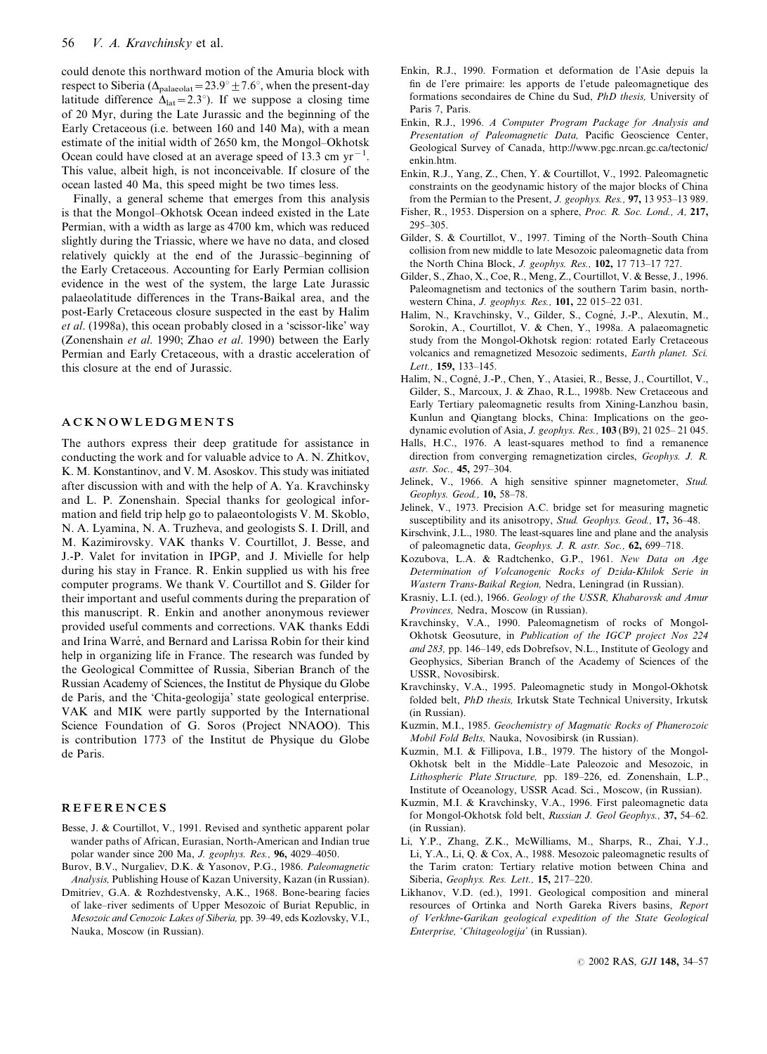could denote this northward motion of the Amuria block with respect to Siberia ($\Delta_{palaeolat} = 23.9° \pm 7.6°$, when the present-day latitude difference $\Delta_{lat} = 2.3°$). If we suppose a closing time of 20 Myr, during the Late Jurassic and the beginning of the Early Cretaceous (i.e. between 160 and 140 Ma), with a mean estimate of the initial width of 2650 km, the Mongol–Okhotsk Ocean could have closed at an average speed of 13.3 cm $yr^{-1}$. This value, albeit high, is not inconceivable. If closure of the ocean lasted 40 Ma, this speed might be two times less.

Finally, a general scheme that emerges from this analysis is that the Mongol–Okhotsk Ocean indeed existed in the Late Permian, with a width as large as 4700 km, which was reduced slightly during the Triassic, where we have no data, and closed relatively quickly at the end of the Jurassic–beginning of the Early Cretaceous. Accounting for Early Permian collision evidence in the west of the system, the large Late Jurassic palaeolatitude differences in the Trans-Baikal area, and the post-Early Cretaceous closure suspected in the east by Halim *et al*. (1998a), this ocean probably closed in a 'scissor-like' way (Zonenshain *et al*. 1990; Zhao *et al*. 1990) between the Early Permian and Early Cretaceous, with a drastic acceleration of this closure at the end of Jurassic.

## ACKNOWLEDGMENTS

The authors express their deep gratitude for assistance in conducting the work and for valuable advice to A. N. Zhitkov, K. M. Konstantinov, and V. M. Asoskov. This study was initiated after discussion with and with the help of A. Ya. Kravchinsky and L. P. Zonenshain. Special thanks for geological information and field trip help go to palaeontologists V. M. Skoblo, N. A. Lyamina, N. A. Truzheva, and geologists S. I. Drill, and M. Kazimirovsky. VAK thanks V. Courtillot, J. Besse, and J.-P. Valet for invitation in IPGP, and J. Mivielle for help provided during his stay in France. R. Enkin supplied us with his free computer programs. We thank V. Courtillot and S. Gilder for their important and useful comments during the preparation of this manuscript. R. Enkin and another anonymous reviewer provided useful comments and corrections. VAK thanks Eddi and Irina Warré, and Bernard and Larissa Robin for their kind help in organizing life in France. The research was funded by the Geological Committee of Russia, Siberian Branch of the Russian Academy of Sciences, the Institut de Physique du Globe de Paris, and the 'Chita-geologija' state geological enterprise. VAK and MIK were partly supported by the International Science Foundation of G. Soros (Project NNAOO). This is contribution 1773 of the Institut de Physique du Globe de Paris.

## REFERENCES

Besse, J. & Courtillot, V., 1991. Revised and synthetic apparent polar wander paths of African, Eurasian, North-American and Indian true polar wander since 200 Ma, *J. geophys. Res.,* **96,** 4029–4050.

Burov, B.V., Nurgaliev, D.K. & Yasonov, P.G., 1986. *Paleomagnetic Analysis,* Publishing House of Kazan University, Kazan (in Russian).

Dmitriev, G.A. & Rozhdestvensky, A.K., 1968. Bone-bearing facies of lake–river sediments of Upper Mesozoic of Buriat Republic, in *Mesozoic and Cenozoic Lakes of Siberia,* pp. 39–49, eds Kozlovsky, V.I., Nauka, Moscow (in Russian).

Enkin, R.J., 1990. Formation et deformation de l'Asie depuis la fin de l'ere primaire: les apports de l'etude paleomagnetique des formations secondaires de Chine du Sud, *PhD thesis,* University of Paris 7, Paris.

Enkin, R.J., 1996. *A Computer Program Package for Analysis and Presentation of Paleomagnetic Data,* Pacific Geoscience Center, Geological Survey of Canada, http://www.pgc.nrcan.gc.ca/tectonic/enkin.htm.

Enkin, R.J., Yang, Z., Chen, Y. & Courtillot, V., 1992. Paleomagnetic constraints on the geodynamic history of the major blocks of China from the Permian to the Present, *J. geophys. Res.,* **97,** 13 953–13 989.

Fisher, R., 1953. Dispersion on a sphere, *Proc. R. Soc. Lond., A,* **217,** 295–305.

Gilder, S. & Courtillot, V., 1997. Timing of the North–South China collision from new middle to late Mesozoic paleomagnetic data from the North China Block, *J. geophys. Res.,* **102,** 17 713–17 727.

Gilder, S., Zhao, X., Coe, R., Meng, Z., Courtillot, V. & Besse, J., 1996. Paleomagnetism and tectonics of the southern Tarim basin, northwestern China, *J. geophys. Res.,* **101,** 22 015–22 031.

Halim, N., Kravchinsky, V., Gilder, S., Cogné, J.-P., Alexutin, M., Sorokin, A., Courtillot, V. & Chen, Y., 1998a. A palaeomagnetic study from the Mongol-Okhotsk region: rotated Early Cretaceous volcanics and remagnetized Mesozoic sediments, *Earth planet. Sci. Lett.,* **159,** 133–145.

Halim, N., Cogné, J.-P., Chen, Y., Atasiei, R., Besse, J., Courtillot, V., Gilder, S., Marcoux, J. & Zhao, R.L., 1998b. New Cretaceous and Early Tertiary paleomagnetic results from Xining-Lanzhou basin, Kunlun and Qiangtang blocks, China: Implications on the geodynamic evolution of Asia, *J. geophys. Res.,* **103** (B9), 21 025– 21 045.

Halls, H.C., 1976. A least-squares method to find a remanence direction from converging remagnetization circles, *Geophys. J. R. astr. Soc.,* **45,** 297–304.

Jelinek, V., 1966. A high sensitive spinner magnetometer, *Stud. Geophys. Geod.,* **10,** 58–78.

Jelinek, V., 1973. Precision A.C. bridge set for measuring magnetic susceptibility and its anisotropy, *Stud. Geophys. Geod.,* **17,** 36–48.

Kirschvink, J.L., 1980. The least-squares line and plane and the analysis of paleomagnetic data, *Geophys. J. R. astr. Soc.,* **62,** 699–718.

Kozubova, L.A. & Radtchenko, G.P., 1961. *New Data on Age Determination of Volcanogenic Rocks of Dzida-Khilok Serie in Wastern Trans-Baikal Region,* Nedra, Leningrad (in Russian).

Krasniy, L.I. (ed.), 1966. *Geology of the USSR, Khabarovsk and Amur Provinces,* Nedra, Moscow (in Russian).

Kravchinsky, V.A., 1990. Paleomagnetism of rocks of Mongol-Okhotsk Geosuture, in *Publication of the IGCP project Nos 224 and 283,* pp. 146–149, eds Dobrefsov, N.L., Institute of Geology and Geophysics, Siberian Branch of the Academy of Sciences of the USSR, Novosibirsk.

Kravchinsky, V.A., 1995. Paleomagnetic study in Mongol-Okhotsk folded belt, *PhD thesis,* Irkutsk State Technical University, Irkutsk (in Russian).

Kuzmin, M.I., 1985. *Geochemistry of Magmatic Rocks of Phanerozoic Mobil Fold Belts,* Nauka, Novosibirsk (in Russian).

Kuzmin, M.I. & Fillipova, I.B., 1979. The history of the Mongol-Okhotsk belt in the Middle–Late Paleozoic and Mesozoic, in *Lithospheric Plate Structure,* pp. 189–226, ed. Zonenshain, L.P., Institute of Oceanology, USSR Acad. Sci., Moscow, (in Russian).

Kuzmin, M.I. & Kravchinsky, V.A., 1996. First paleomagnetic data for Mongol-Okhotsk fold belt, *Russian J. Geol Geophys.,* **37,** 54–62. (in Russian).

Li, Y.P., Zhang, Z.K., McWilliams, M., Sharps, R., Zhai, Y.J., Li, Y.A., Li, Q. & Cox, A., 1988. Mesozoic paleomagnetic results of the Tarim craton: Tertiary relative motion between China and Siberia, *Geophys. Res. Lett.,* **15,** 217–220.

Likhanov, V.D. (ed.), 1991. Geological composition and mineral resources of Ortinka and North Gareka Rivers basins, *Report of Verkhne-Garikan geological expedition of the State Geological Enterprise, 'Chitageologija'* (in Russian).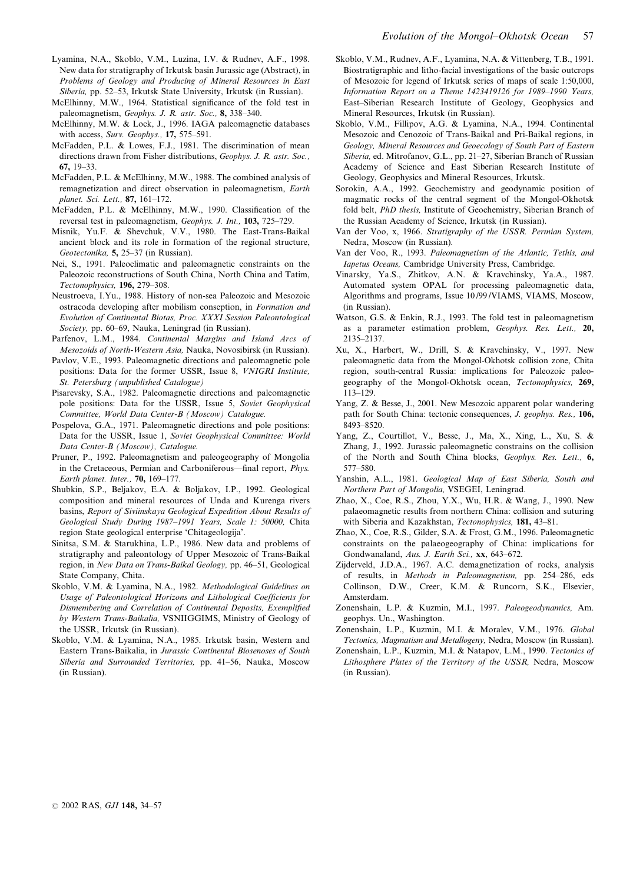Lyamina, N.A., Skoblo, V.M., Luzina, I.V. & Rudnev, A.F., 1998. New data for stratigraphy of Irkutsk basin Jurassic age (Abstract), in *Problems of Geology and Producing of Mineral Resources in East Siberia,* pp. 52–53, Irkutsk State University, Irkutsk (in Russian).

McElhinny, M.W., 1964. Statistical significance of the fold test in paleomagnetism, *Geophys. J. R. astr. Soc.,* **8,** 338–340.

McElhinny, M.W. & Lock, J., 1996. IAGA paleomagnetic databases with access, *Surv. Geophys.,* **17,** 575–591.

McFadden, P.L. & Lowes, F.J., 1981. The discrimination of mean directions drawn from Fisher distributions, *Geophys. J. R. astr. Soc.,* **67,** 19–33.

McFadden, P.L. & McElhinny, M.W., 1988. The combined analysis of remagnetization and direct observation in paleomagnetism, *Earth planet. Sci. Lett.,* **87,** 161–172.

McFadden, P.L. & McElhinny, M.W., 1990. Classification of the reversal test in paleomagnetism, *Geophys. J. Int.,* **103,** 725–729.

Misnik, Yu.F. & Shevchuk, V.V., 1980. The East-Trans-Baikal ancient block and its role in formation of the regional structure, *Geotectonika,* **5,** 25–37 (in Russian).

Nei, S., 1991. Paleoclimatic and paleomagnetic constraints on the Paleozoic reconstructions of South China, North China and Tatim, *Tectonophysics,* **196,** 279–308.

Neustroeva, I.Yu., 1988. History of non-sea Paleozoic and Mesozoic ostracoda developing after mobilism conseption, in *Formation and Evolution of Continental Biotas, Proc. XXXI Session Paleontological Society,* pp. 60–69, Nauka, Leningrad (in Russian).

Parfenov, L.M., 1984. *Continental Margins and Island Arcs of Mesozoids of North-Western Asia,* Nauka, Novosibirsk (in Russian).

Pavlov, V.E., 1993. Paleomagnetic directions and paleomagnetic pole positions: Data for the former USSR, Issue 8, *VNIGRI Institute, St. Petersburg (unpublished Catalogue)*

Pisarevsky, S.A., 1982. Paleomagnetic directions and paleomagnetic pole positions: Data for the USSR, Issue 5, *Soviet Geophysical Committee, World Data Center-B (Moscow) Catalogue.*

Pospelova, G.A., 1971. Paleomagnetic directions and pole positions: Data for the USSR, Issue 1, *Soviet Geophysical Committee: World Data Center-B (Moscow), Catalogue.*

Pruner, P., 1992. Paleomagnetism and paleogeography of Mongolia in the Cretaceous, Permian and Carboniferous—final report, *Phys. Earth planet. Inter.,* **70,** 169–177.

Shubkin, S.P., Beljakov, E.A. & Boljakov, I.P., 1992. Geological composition and mineral resources of Unda and Kurenga rivers basins, *Report of Siviinskaya Geological Expedition About Results of Geological Study During 1987–1991 Years, Scale 1: 50000,* Chita region State geological enterprise 'Chitageologija'.

Sinitsa, S.M. & Starukhina, L.P., 1986. New data and problems of stratigraphy and paleontology of Upper Mesozoic of Trans-Baikal region, in *New Data on Trans-Baikal Geology,* pp. 46–51, Geological State Company, Chita.

Skoblo, V.M. & Lyamina, N.A., 1982. *Methodological Guidelines on Usage of Paleontological Horizons and Lithological Coefficients for Dismembering and Correlation of Continental Deposits, Exemplified by Western Trans-Baikalia,* VSNIIGGIMS, Ministry of Geology of the USSR, Irkutsk (in Russian).

Skoblo, V.M. & Lyamina, N.A., 1985. Irkutsk basin, Western and Eastern Trans-Baikalia, in *Jurassic Continental Biosenoses of South Siberia and Surrounded Territories,* pp. 41–56, Nauka, Moscow (in Russian).

Skoblo, V.M., Rudnev, A.F., Lyamina, N.A. & Vittenberg, T.B., 1991. Biostratigraphic and litho-facial investigations of the basic outcrops of Mesozoic for legend of Irkutsk series of maps of scale 1:50,000, *Information Report on a Theme 1423419126 for 1989–1990 Years,* East–Siberian Research Institute of Geology, Geophysics and Mineral Resources, Irkutsk (in Russian).

Skoblo, V.M., Fillipov, A.G. & Lyamina, N.A., 1994. Continental Mesozoic and Cenozoic of Trans-Baikal and Pri-Baikal regions, in *Geology, Mineral Resources and Geoecology of South Part of Eastern Siberia,* ed. Mitrofanov, G.L., pp. 21–27, Siberian Branch of Russian Academy of Science and East Siberian Research Institute of Geology, Geophysics and Mineral Resources, Irkutsk.

Sorokin, A.A., 1992. Geochemistry and geodynamic position of magmatic rocks of the central segment of the Mongol-Okhotsk fold belt, *PhD thesis,* Institute of Geochemistry, Siberian Branch of the Russian Academy of Science, Irkutsk (in Russian).

Van der Voo, x, 1966. *Stratigraphy of the USSR. Permian System,* Nedra, Moscow (in Russian).

Van der Voo, R., 1993. *Paleomagnetism of the Atlantic, Tethis, and Iapetus Oceans,* Cambridge University Press, Cambridge.

Vinarsky, Ya.S., Zhitkov, A.N. & Kravchinsky, Ya.A., 1987. Automated system OPAL for processing paleomagnetic data, Algorithms and programs, Issue 10/99/VIAMS, VIAMS, Moscow, (in Russian).

Watson, G.S. & Enkin, R.J., 1993. The fold test in paleomagnetism as a parameter estimation problem, *Geophys. Res. Lett.,* **20,** 2135–2137.

Xu, X., Harbert, W., Drill, S. & Kravchinsky, V., 1997. New paleomagnetic data from the Mongol-Okhotsk collision zone, Chita region, south-central Russia: implications for Paleozoic paleogeography of the Mongol-Okhotsk ocean, *Tectonophysics,* **269,** 113–129.

Yang, Z. & Besse, J., 2001. New Mesozoic apparent polar wandering path for South China: tectonic consequences, *J. geophys. Res.,* **106,** 8493–8520.

Yang, Z., Courtillot, V., Besse, J., Ma, X., Xing, L., Xu, S. & Zhang, J., 1992. Jurassic paleomagnetic constrains on the collision of the North and South China blocks, *Geophys. Res. Lett.,* **6,** 577–580.

Yanshin, A.L., 1981. *Geological Map of East Siberia, South and Northern Part of Mongolia,* VSEGEI, Leningrad.

Zhao, X., Coe, R.S., Zhou, Y.X., Wu, H.R. & Wang, J., 1990. New palaeomagnetic results from northern China: collision and suturing with Siberia and Kazakhstan, *Tectonophysics,* **181,** 43–81.

Zhao, X., Coe, R.S., Gilder, S.A. & Frost, G.M., 1996. Paleomagnetic constraints on the palaeogeography of China: implications for Gondwanaland, *Aus. J. Earth Sci.,* **xx,** 643–672.

Zijderveld, J.D.A., 1967. A.C. demagnetization of rocks, analysis of results, in *Methods in Paleomagnetism,* pp. 254–286, eds Collinson, D.W., Creer, K.M. & Runcorn, S.K., Elsevier, Amsterdam.

Zonenshain, L.P. & Kuzmin, M.I., 1997. *Paleogeodynamics,* Am. geophys. Un., Washington.

Zonenshain, L.P., Kuzmin, M.I. & Moralev, V.M., 1976. *Global Tectonics, Magmatism and Metallogeny,* Nedra, Moscow (in Russian).

Zonenshain, L.P., Kuzmin, M.I. & Natapov, L.M., 1990. *Tectonics of Lithosphere Plates of the Territory of the USSR,* Nedra, Moscow (in Russian).